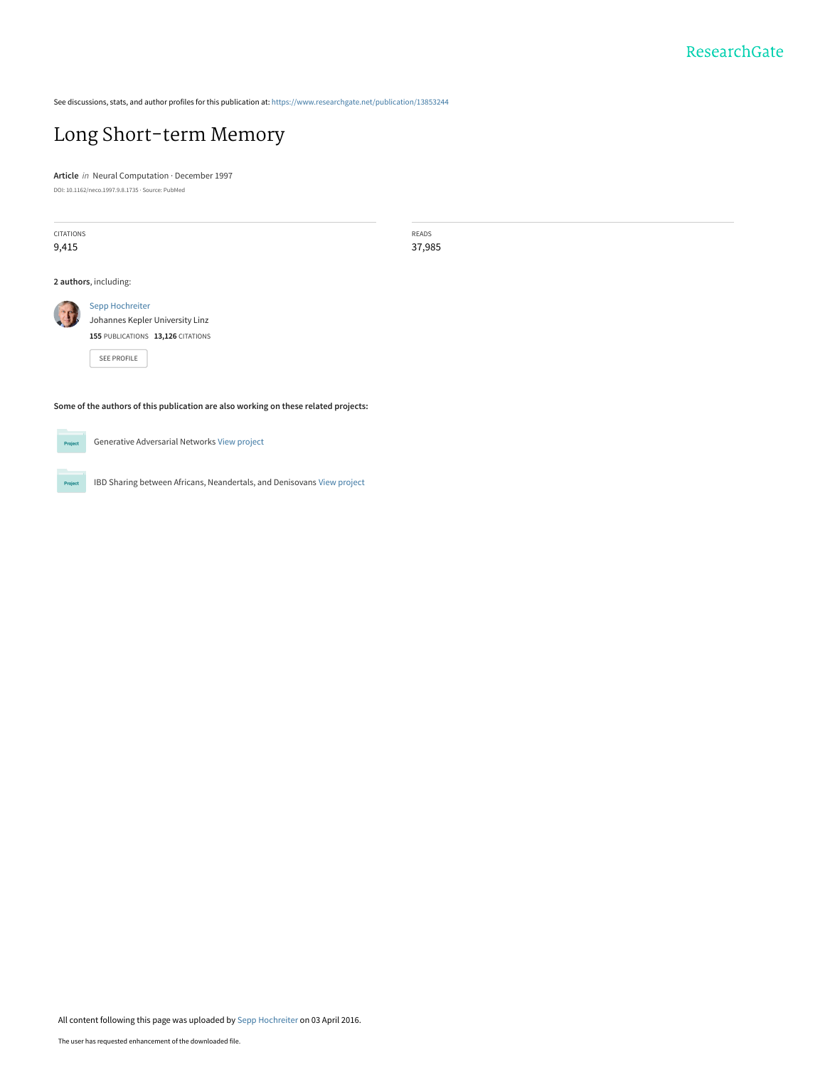ResearchGate

See discussions, stats, and author profiles for this publication at: https://www.researchgate.net/publication/13853244

# Long Short-term Memory

**Article** *in* Neural Computation · December 1997

DOI: 10.1162/neco.1997.9.8.1735 · Source: PubMed

| CITATIONS | READS |
| --- | --- |
| 9,415 | 37,985 |

**2 authors**, including:

Sepp Hochreiter
Johannes Kepler University Linz
**155** PUBLICATIONS **13,126** CITATIONS

SEE PROFILE

**Some of the authors of this publication are also working on these related projects:**

Project: Generative Adversarial Networks View project

Project: IBD Sharing between Africans, Neandertals, and Denisovans View project

All content following this page was uploaded by Sepp Hochreiter on 03 April 2016.

The user has requested enhancement of the downloaded file.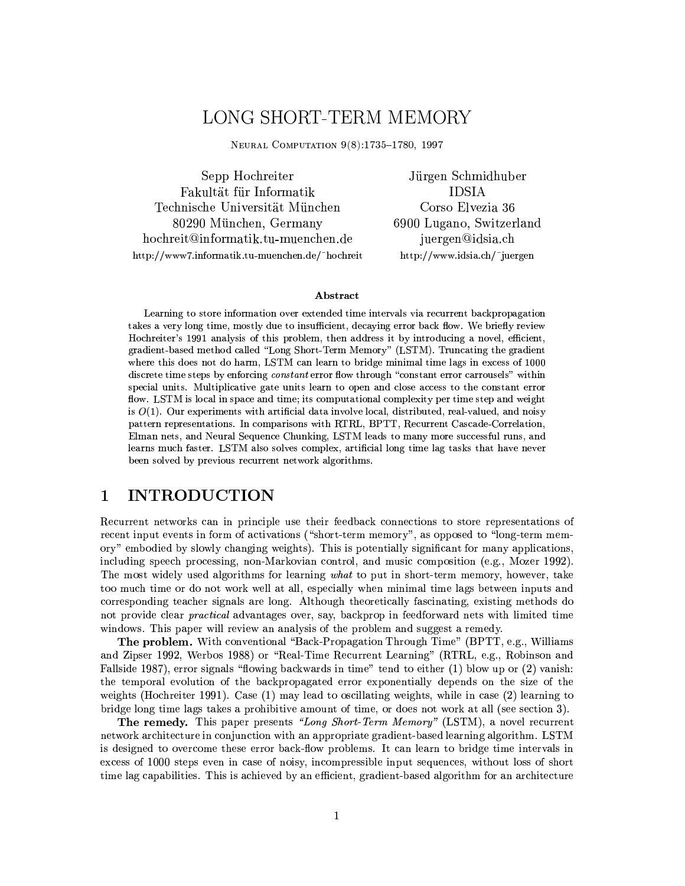# LONG SHORT-TERM MEMORY

Neural Computation 9(8):1735–1780, 1997

Sepp Hochreiter
Fakultät für Informatik
Technische Universität München
80290 München, Germany
hochreit@informatik.tu-muenchen.de
http://www7.informatik.tu-muenchen.de/~hochreit

Jürgen Schmidhuber
IDSIA
Corso Elvezia 36
6900 Lugano, Switzerland
juergen@idsia.ch
http://www.idsia.ch/~juergen

**Abstract**

Learning to store information over extended time intervals via recurrent backpropagation takes a very long time, mostly due to insufficient, decaying error back flow. We briefly review Hochreiter's 1991 analysis of this problem, then address it by introducing a novel, efficient, gradient-based method called "Long Short-Term Memory" (LSTM). Truncating the gradient where this does not do harm, LSTM can learn to bridge minimal time lags in excess of 1000 discrete time steps by enforcing *constant* error flow through "constant error carrousels" within special units. Multiplicative gate units learn to open and close access to the constant error flow. LSTM is local in space and time; its computational complexity per time step and weight is $O(1)$. Our experiments with artificial data involve local, distributed, real-valued, and noisy pattern representations. In comparisons with RTRL, BPTT, Recurrent Cascade-Correlation, Elman nets, and Neural Sequence Chunking, LSTM leads to many more successful runs, and learns much faster. LSTM also solves complex, artificial long time lag tasks that have never been solved by previous recurrent network algorithms.

## 1 INTRODUCTION

Recurrent networks can in principle use their feedback connections to store representations of recent input events in form of activations ("short-term memory", as opposed to "long-term memory" embodied by slowly changing weights). This is potentially significant for many applications, including speech processing, non-Markovian control, and music composition (e.g., Mozer 1992). The most widely used algorithms for learning *what* to put in short-term memory, however, take too much time or do not work well at all, especially when minimal time lags between inputs and corresponding teacher signals are long. Although theoretically fascinating, existing methods do not provide clear *practical* advantages over, say, backprop in feedforward nets with limited time windows. This paper will review an analysis of the problem and suggest a remedy.

**The problem.** With conventional "Back-Propagation Through Time" (BPTT, e.g., Williams and Zipser 1992, Werbos 1988) or "Real-Time Recurrent Learning" (RTRL, e.g., Robinson and Fallside 1987), error signals "flowing backwards in time" tend to either (1) blow up or (2) vanish: the temporal evolution of the backpropagated error exponentially depends on the size of the weights (Hochreiter 1991). Case (1) may lead to oscillating weights, while in case (2) learning to bridge long time lags takes a prohibitive amount of time, or does not work at all (see section 3).

**The remedy.** This paper presents *"Long Short-Term Memory"* (LSTM), a novel recurrent network architecture in conjunction with an appropriate gradient-based learning algorithm. LSTM is designed to overcome these error back-flow problems. It can learn to bridge time intervals in excess of 1000 steps even in case of noisy, incompressible input sequences, without loss of short time lag capabilities. This is achieved by an efficient, gradient-based algorithm for an architecture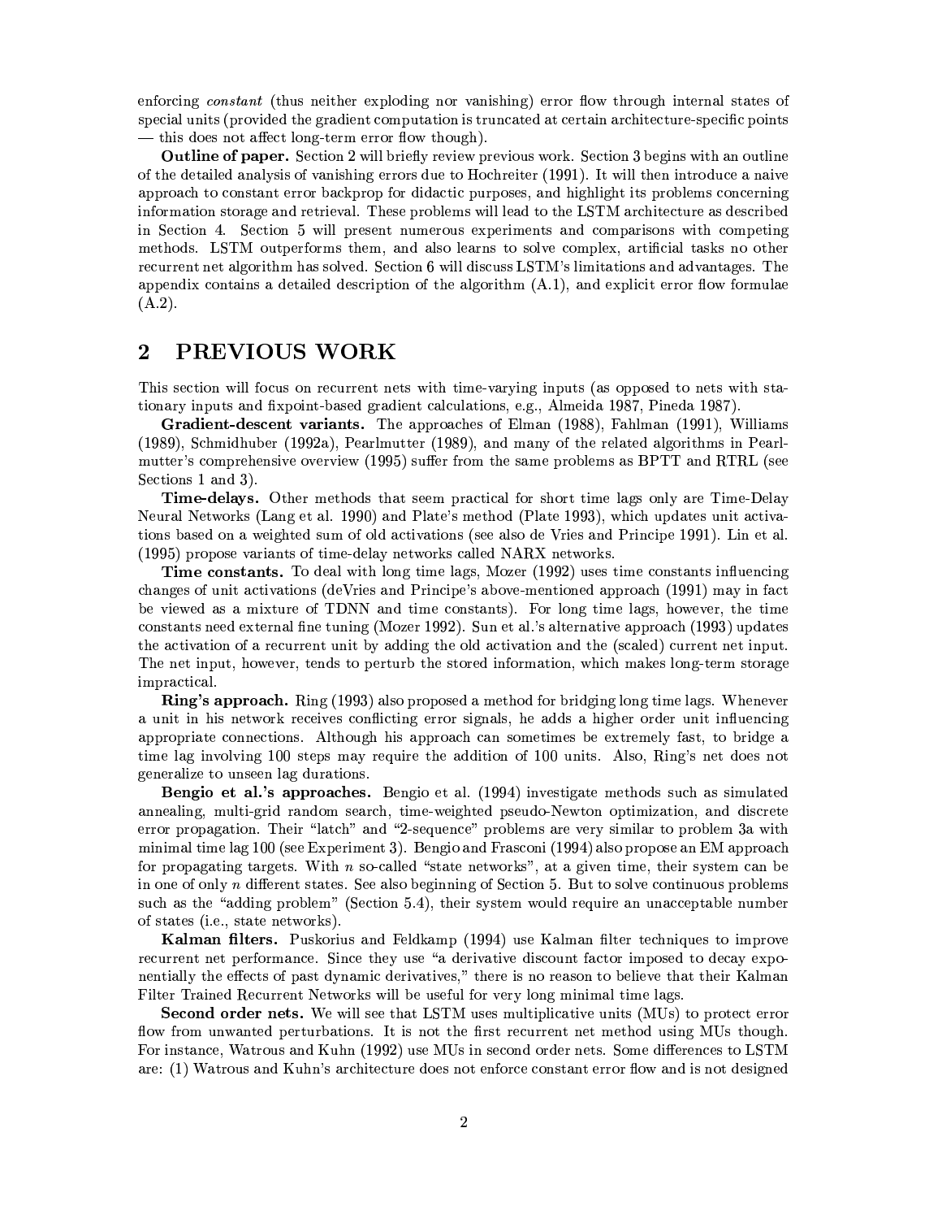enforcing *constant* (thus neither exploding nor vanishing) error flow through internal states of special units (provided the gradient computation is truncated at certain architecture-specific points — this does not affect long-term error flow though).

**Outline of paper.** Section 2 will briefly review previous work. Section 3 begins with an outline of the detailed analysis of vanishing errors due to Hochreiter (1991). It will then introduce a naive approach to constant error backprop for didactic purposes, and highlight its problems concerning information storage and retrieval. These problems will lead to the LSTM architecture as described in Section 4. Section 5 will present numerous experiments and comparisons with competing methods. LSTM outperforms them, and also learns to solve complex, artificial tasks no other recurrent net algorithm has solved. Section 6 will discuss LSTM's limitations and advantages. The appendix contains a detailed description of the algorithm (A.1), and explicit error flow formulae (A.2).

## 2 PREVIOUS WORK

This section will focus on recurrent nets with time-varying inputs (as opposed to nets with stationary inputs and fixpoint-based gradient calculations, e.g., Almeida 1987, Pineda 1987).

**Gradient-descent variants.** The approaches of Elman (1988), Fahlman (1991), Williams (1989), Schmidhuber (1992a), Pearlmutter (1989), and many of the related algorithms in Pearlmutter's comprehensive overview (1995) suffer from the same problems as BPTT and RTRL (see Sections 1 and 3).

**Time-delays.** Other methods that seem practical for short time lags only are Time-Delay Neural Networks (Lang et al. 1990) and Plate's method (Plate 1993), which updates unit activations based on a weighted sum of old activations (see also de Vries and Principe 1991). Lin et al. (1995) propose variants of time-delay networks called NARX networks.

**Time constants.** To deal with long time lags, Mozer (1992) uses time constants influencing changes of unit activations (deVries and Principe's above-mentioned approach (1991) may in fact be viewed as a mixture of TDNN and time constants). For long time lags, however, the time constants need external fine tuning (Mozer 1992). Sun et al.'s alternative approach (1993) updates the activation of a recurrent unit by adding the old activation and the (scaled) current net input. The net input, however, tends to perturb the stored information, which makes long-term storage impractical.

**Ring's approach.** Ring (1993) also proposed a method for bridging long time lags. Whenever a unit in his network receives conflicting error signals, he adds a higher order unit influencing appropriate connections. Although his approach can sometimes be extremely fast, to bridge a time lag involving 100 steps may require the addition of 100 units. Also, Ring's net does not generalize to unseen lag durations.

**Bengio et al.'s approaches.** Bengio et al. (1994) investigate methods such as simulated annealing, multi-grid random search, time-weighted pseudo-Newton optimization, and discrete error propagation. Their "latch" and "2-sequence" problems are very similar to problem 3a with minimal time lag 100 (see Experiment 3). Bengio and Frasconi (1994) also propose an EM approach for propagating targets. With $n$ so-called "state networks", at a given time, their system can be in one of only $n$ different states. See also beginning of Section 5. But to solve continuous problems such as the "adding problem" (Section 5.4), their system would require an unacceptable number of states (i.e., state networks).

**Kalman filters.** Puskorius and Feldkamp (1994) use Kalman filter techniques to improve recurrent net performance. Since they use "a derivative discount factor imposed to decay exponentially the effects of past dynamic derivatives," there is no reason to believe that their Kalman Filter Trained Recurrent Networks will be useful for very long minimal time lags.

**Second order nets.** We will see that LSTM uses multiplicative units (MUs) to protect error flow from unwanted perturbations. It is not the first recurrent net method using MUs though. For instance, Watrous and Kuhn (1992) use MUs in second order nets. Some differences to LSTM are: (1) Watrous and Kuhn's architecture does not enforce constant error flow and is not designed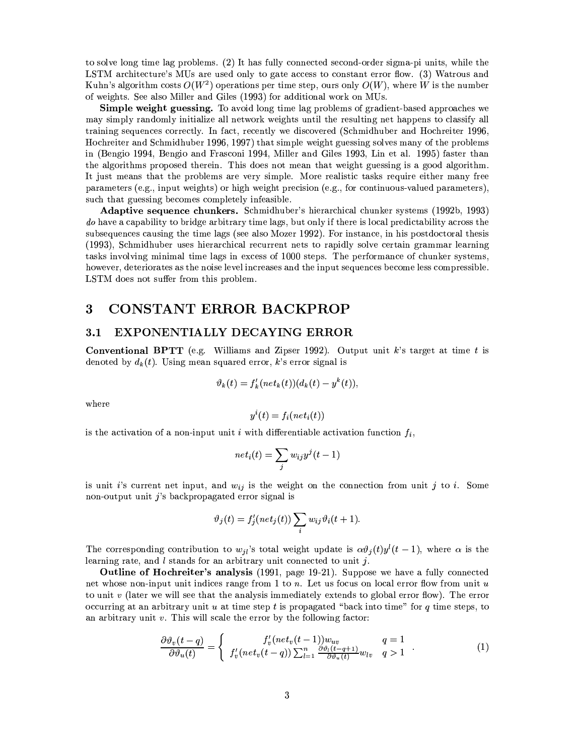to solve long time lag problems. (2) It has fully connected second-order sigma-pi units, while the LSTM architecture's MUs are used only to gate access to constant error flow. (3) Watrous and Kuhn's algorithm costs $O(W^2)$ operations per time step, ours only $O(W)$, where $W$ is the number of weights. See also Miller and Giles (1993) for additional work on MUs.

**Simple weight guessing.** To avoid long time lag problems of gradient-based approaches we may simply randomly initialize all network weights until the resulting net happens to classify all training sequences correctly. In fact, recently we discovered (Schmidhuber and Hochreiter 1996, Hochreiter and Schmidhuber 1996, 1997) that simple weight guessing solves many of the problems in (Bengio 1994, Bengio and Frasconi 1994, Miller and Giles 1993, Lin et al. 1995) faster than the algorithms proposed therein. This does not mean that weight guessing is a good algorithm. It just means that the problems are very simple. More realistic tasks require either many free parameters (e.g., input weights) or high weight precision (e.g., for continuous-valued parameters), such that guessing becomes completely infeasible.

**Adaptive sequence chunkers.** Schmidhuber's hierarchical chunker systems (1992b, 1993) *do* have a capability to bridge arbitrary time lags, but only if there is local predictability across the subsequences causing the time lags (see also Mozer 1992). For instance, in his postdoctoral thesis (1993), Schmidhuber uses hierarchical recurrent nets to rapidly solve certain grammar learning tasks involving minimal time lags in excess of 1000 steps. The performance of chunker systems, however, deteriorates as the noise level increases and the input sequences become less compressible. LSTM does not suffer from this problem.

# 3 CONSTANT ERROR BACKPROP

## 3.1 EXPONENTIALLY DECAYING ERROR

**Conventional BPTT** (e.g. Williams and Zipser 1992). Output unit $k$'s target at time $t$ is denoted by $d_k(t)$. Using mean squared error, $k$'s error signal is

$$\vartheta_k(t) = f'_k(net_k(t))(d_k(t) - y^k(t)),$$

where

$$y^i(t) = f_i(net_i(t))$$

is the activation of a non-input unit $i$ with differentiable activation function $f_i$,

$$net_i(t) = \sum_j w_{ij} y^j(t-1)$$

is unit $i$'s current net input, and $w_{ij}$ is the weight on the connection from unit $j$ to $i$. Some non-output unit $j$'s backpropagated error signal is

$$\vartheta_j(t) = f'_j(net_j(t)) \sum_i w_{ij} \vartheta_i(t+1).$$

The corresponding contribution to $w_{jl}$'s total weight update is $\alpha \vartheta_j(t) y^l(t-1)$, where $\alpha$ is the learning rate, and $l$ stands for an arbitrary unit connected to unit $j$.

**Outline of Hochreiter's analysis** (1991, page 19-21). Suppose we have a fully connected net whose non-input unit indices range from 1 to $n$. Let us focus on local error flow from unit $u$ to unit $v$ (later we will see that the analysis immediately extends to global error flow). The error occurring at an arbitrary unit $u$ at time step $t$ is propagated "back into time" for $q$ time steps, to an arbitrary unit $v$. This will scale the error by the following factor:

$$\frac{\partial \vartheta_v(t-q)}{\partial \vartheta_u(t)} = \begin{cases} f'_v(net_v(t-1)) w_{uv} & q = 1 \\ f'_v(net_v(t-q)) \sum_{l=1}^{n} \frac{\partial \vartheta_l(t-q+1)}{\partial \vartheta_u(t)} w_{lv} & q > 1 \end{cases} . \tag{1}$$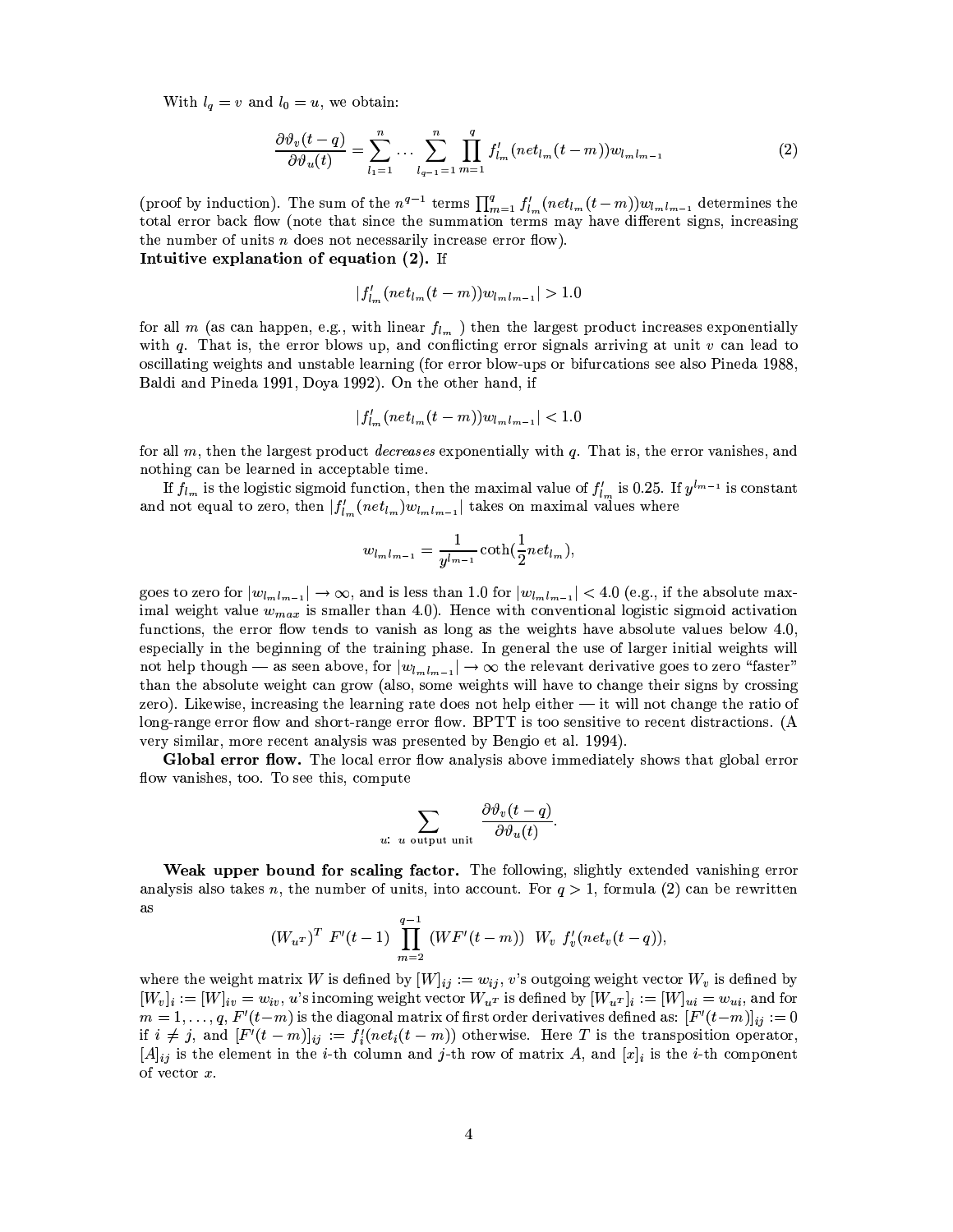With $l_q = v$ and $l_0 = u$, we obtain:

$$\frac{\partial \vartheta_v(t-q)}{\partial \vartheta_u(t)} = \sum_{l_1=1}^{n} \ldots \sum_{l_{q-1}=1}^{n} \prod_{m=1}^{q} f'_{l_m}(net_{l_m}(t-m)) w_{l_m l_{m-1}} \tag{2}$$

(proof by induction). The sum of the $n^{q-1}$ terms $\prod_{m=1}^{q} f'_{l_m}(net_{l_m}(t-m)) w_{l_m l_{m-1}}$ determines the total error back flow (note that since the summation terms may have different signs, increasing the number of units $n$ does not necessarily increase error flow).

**Intuitive explanation of equation (2).** If

$$|f'_{l_m}(net_{l_m}(t-m)) w_{l_m l_{m-1}}| > 1.0$$

for all $m$ (as can happen, e.g., with linear $f_{l_m}$ ) then the largest product increases exponentially with $q$. That is, the error blows up, and conflicting error signals arriving at unit $v$ can lead to oscillating weights and unstable learning (for error blow-ups or bifurcations see also Pineda 1988, Baldi and Pineda 1991, Doya 1992). On the other hand, if

$$|f'_{l_m}(net_{l_m}(t-m)) w_{l_m l_{m-1}}| < 1.0$$

for all $m$, then the largest product *decreases* exponentially with $q$. That is, the error vanishes, and nothing can be learned in acceptable time.

If $f_{l_m}$ is the logistic sigmoid function, then the maximal value of $f'_{l_m}$ is 0.25. If $y^{l_{m-1}}$ is constant and not equal to zero, then $|f'_{l_m}(net_{l_m}) w_{l_m l_{m-1}}|$ takes on maximal values where

$$w_{l_m l_{m-1}} = \frac{1}{y^{l_{m-1}}} \coth(\frac{1}{2} net_{l_m}),$$

goes to zero for $|w_{l_m l_{m-1}}| \rightarrow \infty$, and is less than 1.0 for $|w_{l_m l_{m-1}}| < 4.0$ (e.g., if the absolute maximal weight value $w_{max}$ is smaller than 4.0). Hence with conventional logistic sigmoid activation functions, the error flow tends to vanish as long as the weights have absolute values below 4.0, especially in the beginning of the training phase. In general the use of larger initial weights will not help though — as seen above, for $|w_{l_m l_{m-1}}| \rightarrow \infty$ the relevant derivative goes to zero "faster" than the absolute weight can grow (also, some weights will have to change their signs by crossing zero). Likewise, increasing the learning rate does not help either — it will not change the ratio of long-range error flow and short-range error flow. BPTT is too sensitive to recent distractions. (A very similar, more recent analysis was presented by Bengio et al. 1994).

**Global error flow.** The local error flow analysis above immediately shows that global error flow vanishes, too. To see this, compute

$$\sum_{u:\ u \text{ output unit}} \frac{\partial \vartheta_v(t-q)}{\partial \vartheta_u(t)}.$$

**Weak upper bound for scaling factor.** The following, slightly extended vanishing error analysis also takes $n$, the number of units, into account. For $q > 1$, formula (2) can be rewritten as

$$(W_{u^T})^T \ F'(t-1) \ \prod_{m=2}^{q-1} (W F'(t-m)) \ \ W_v \ f'_v(net_v(t-q)),$$

where the weight matrix $W$ is defined by $[W]_{ij} := w_{ij}$, $v$'s outgoing weight vector $W_v$ is defined by $[W_v]_i := [W]_{iv} = w_{iv}$, $u$'s incoming weight vector $W_{u^T}$ is defined by $[W_{u^T}]_i := [W]_{ui} = w_{ui}$, and for $m = 1, \ldots, q$, $F'(t-m)$ is the diagonal matrix of first order derivatives defined as: $[F'(t-m)]_{ij} := 0$ if $i \neq j$, and $[F'(t-m)]_{ij} := f'_i(net_i(t-m))$ otherwise. Here $T$ is the transposition operator, $[A]_{ij}$ is the element in the $i$-th column and $j$-th row of matrix $A$, and $[x]_i$ is the $i$-th component of vector $x$.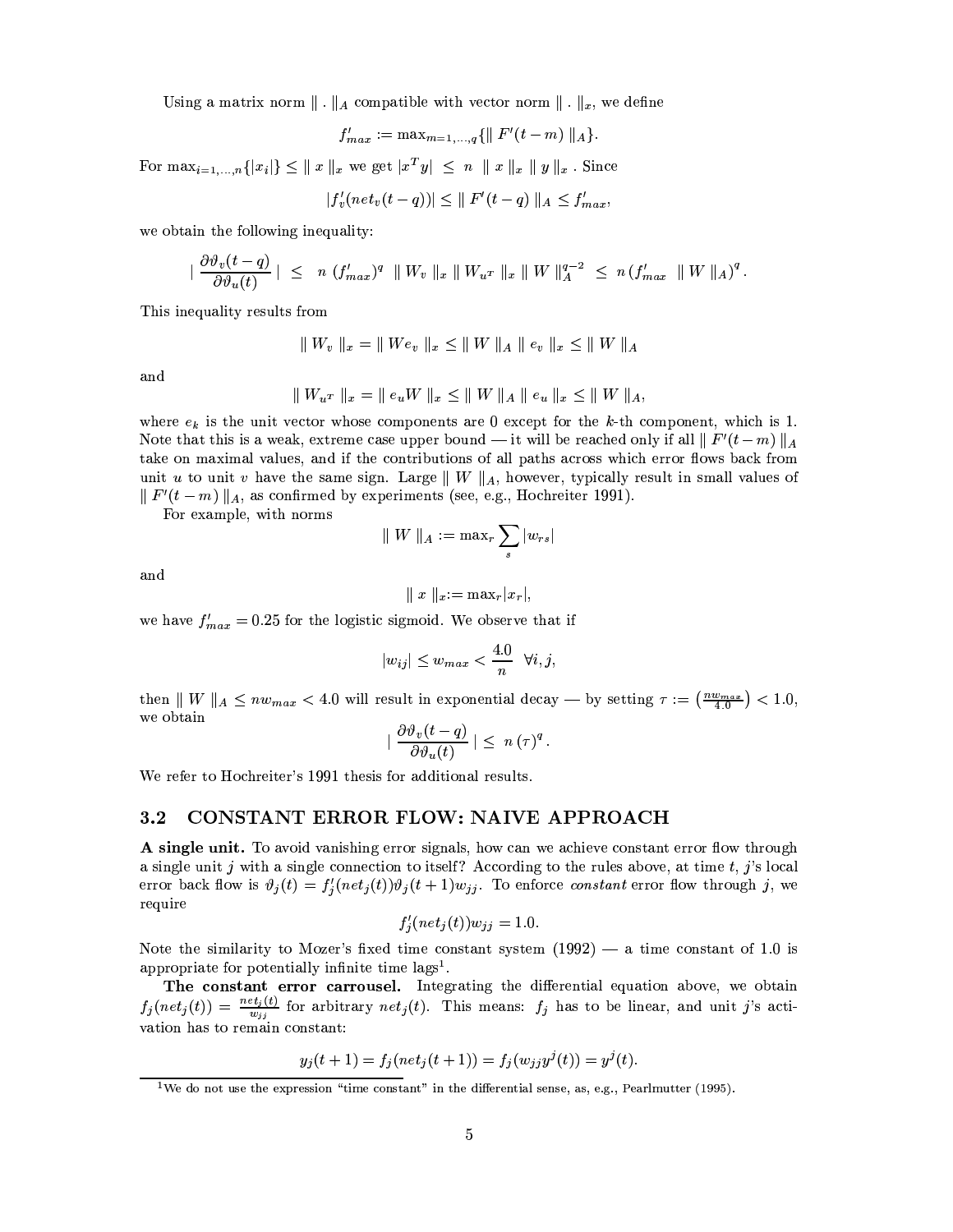Using a matrix norm $\| \, . \, \|_A$ compatible with vector norm $\| \, . \, \|_x$, we define

$$f'_{max} := \max_{m=1,\ldots,q}\{\| F'(t-m) \|_A\}.$$

For $\max_{i=1,\ldots,n}\{|x_i|\} \leq \| x \|_x$ we get $|x^T y| \leq n \; \| x \|_x \; \| y \|_x$ . Since

$$|f'_v(net_v(t-q))| \leq \| F'(t-q) \|_A \leq f'_{max},$$

we obtain the following inequality:

$$| \frac{\partial \vartheta_v(t-q)}{\partial \vartheta_u(t)} | \leq n \; (f'_{max})^q \; \| W_v \|_x \| W_{u^T} \|_x \| W \|_A^{q-2} \leq n \, (f'_{max} \; \| W \|_A)^q \, .$$

This inequality results from

$$\| W_v \|_x = \| W e_v \|_x \leq \| W \|_A \| e_v \|_x \leq \| W \|_A$$

and

$$\| W_{u^T} \|_x = \| e_u W \|_x \leq \| W \|_A \| e_u \|_x \leq \| W \|_A,$$

where $e_k$ is the unit vector whose components are 0 except for the $k$-th component, which is 1. Note that this is a weak, extreme case upper bound — it will be reached only if all $\| F'(t-m) \|_A$ take on maximal values, and if the contributions of all paths across which error flows back from unit $u$ to unit $v$ have the same sign. Large $\| W \|_A$, however, typically result in small values of $\| F'(t-m) \|_A$, as confirmed by experiments (see, e.g., Hochreiter 1991).

For example, with norms

$$\| W \|_A := \max_r \sum_s |w_{rs}|$$

and

$$\| x \|_x := \max_r |x_r|,$$

we have $f'_{max} = 0.25$ for the logistic sigmoid. We observe that if

$$|w_{ij}| \leq w_{max} < \frac{4.0}{n} \;\; \forall i, j,$$

then $\| W \|_A \leq n w_{max} < 4.0$ will result in exponential decay — by setting $\tau := \left(\frac{n w_{max}}{4.0}\right) < 1.0$, we obtain

$$| \frac{\partial \vartheta_v(t-q)}{\partial \vartheta_u(t)} | \leq n \, (\tau)^q \, .$$

We refer to Hochreiter's 1991 thesis for additional results.

## 3.2 CONSTANT ERROR FLOW: NAIVE APPROACH

**A single unit.** To avoid vanishing error signals, how can we achieve constant error flow through a single unit $j$ with a single connection to itself? According to the rules above, at time $t$, $j$'s local error back flow is $\vartheta_j(t) = f'_j(net_j(t))\vartheta_j(t+1)w_{jj}$. To enforce *constant* error flow through $j$, we require

$$f'_j(net_j(t))w_{jj} = 1.0.$$

Note the similarity to Mozer's fixed time constant system (1992) — a time constant of 1.0 is appropriate for potentially infinite time lags[1].

**The constant error carrousel.** Integrating the differential equation above, we obtain $f_j(net_j(t)) = \frac{net_j(t)}{w_{jj}}$ for arbitrary $net_j(t)$. This means: $f_j$ has to be linear, and unit $j$'s activation has to remain constant:

$$y_j(t+1) = f_j(net_j(t+1)) = f_j(w_{jj}y^j(t)) = y^j(t).$$

[1]We do not use the expression "time constant" in the differential sense, as, e.g., Pearlmutter (1995).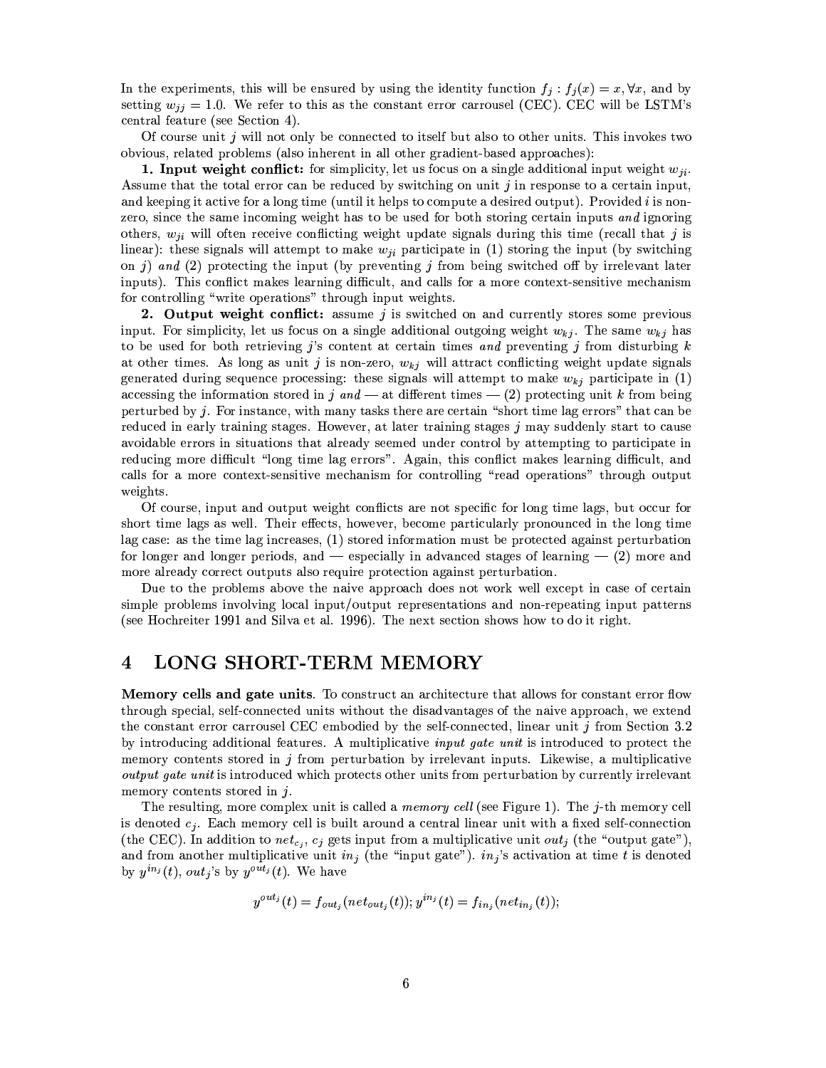In the experiments, this will be ensured by using the identity function $f_j : f_j(x) = x, \forall x$, and by setting $w_{jj} = 1.0$. We refer to this as the constant error carrousel (CEC). CEC will be LSTM's central feature (see Section 4).

Of course unit $j$ will not only be connected to itself but also to other units. This invokes two obvious, related problems (also inherent in all other gradient-based approaches):

**1. Input weight conflict:** for simplicity, let us focus on a single additional input weight $w_{ji}$. Assume that the total error can be reduced by switching on unit $j$ in response to a certain input, and keeping it active for a long time (until it helps to compute a desired output). Provided $i$ is non-zero, since the same incoming weight has to be used for both storing certain inputs *and* ignoring others, $w_{ji}$ will often receive conflicting weight update signals during this time (recall that $j$ is linear): these signals will attempt to make $w_{ji}$ participate in (1) storing the input (by switching on $j$) *and* (2) protecting the input (by preventing $j$ from being switched off by irrelevant later inputs). This conflict makes learning difficult, and calls for a more context-sensitive mechanism for controlling "write operations" through input weights.

**2. Output weight conflict:** assume $j$ is switched on and currently stores some previous input. For simplicity, let us focus on a single additional outgoing weight $w_{kj}$. The same $w_{kj}$ has to be used for both retrieving $j$'s content at certain times *and* preventing $j$ from disturbing $k$ at other times. As long as unit $j$ is non-zero, $w_{kj}$ will attract conflicting weight update signals generated during sequence processing: these signals will attempt to make $w_{kj}$ participate in (1) accessing the information stored in $j$ *and* — at different times — (2) protecting unit $k$ from being perturbed by $j$. For instance, with many tasks there are certain "short time lag errors" that can be reduced in early training stages. However, at later training stages $j$ may suddenly start to cause avoidable errors in situations that already seemed under control by attempting to participate in reducing more difficult "long time lag errors". Again, this conflict makes learning difficult, and calls for a more context-sensitive mechanism for controlling "read operations" through output weights.

Of course, input and output weight conflicts are not specific for long time lags, but occur for short time lags as well. Their effects, however, become particularly pronounced in the long time lag case: as the time lag increases, (1) stored information must be protected against perturbation for longer and longer periods, and — especially in advanced stages of learning — (2) more and more already correct outputs also require protection against perturbation.

Due to the problems above the naive approach does not work well except in case of certain simple problems involving local input/output representations and non-repeating input patterns (see Hochreiter 1991 and Silva et al. 1996). The next section shows how to do it right.

# 4 LONG SHORT-TERM MEMORY

**Memory cells and gate units**. To construct an architecture that allows for constant error flow through special, self-connected units without the disadvantages of the naive approach, we extend the constant error carrousel CEC embodied by the self-connected, linear unit $j$ from Section 3.2 by introducing additional features. A multiplicative *input gate unit* is introduced to protect the memory contents stored in $j$ from perturbation by irrelevant inputs. Likewise, a multiplicative *output gate unit* is introduced which protects other units from perturbation by currently irrelevant memory contents stored in $j$.

The resulting, more complex unit is called a *memory cell* (see Figure 1). The $j$-th memory cell is denoted $c_j$. Each memory cell is built around a central linear unit with a fixed self-connection (the CEC). In addition to $net_{c_j}$, $c_j$ gets input from a multiplicative unit $out_j$ (the "output gate"), and from another multiplicative unit $in_j$ (the "input gate"). $in_j$'s activation at time $t$ is denoted by $y^{in_j}(t)$, $out_j$'s by $y^{out_j}(t)$. We have

$$y^{out_j}(t) = f_{out_j}(net_{out_j}(t)); y^{in_j}(t) = f_{in_j}(net_{in_j}(t));$$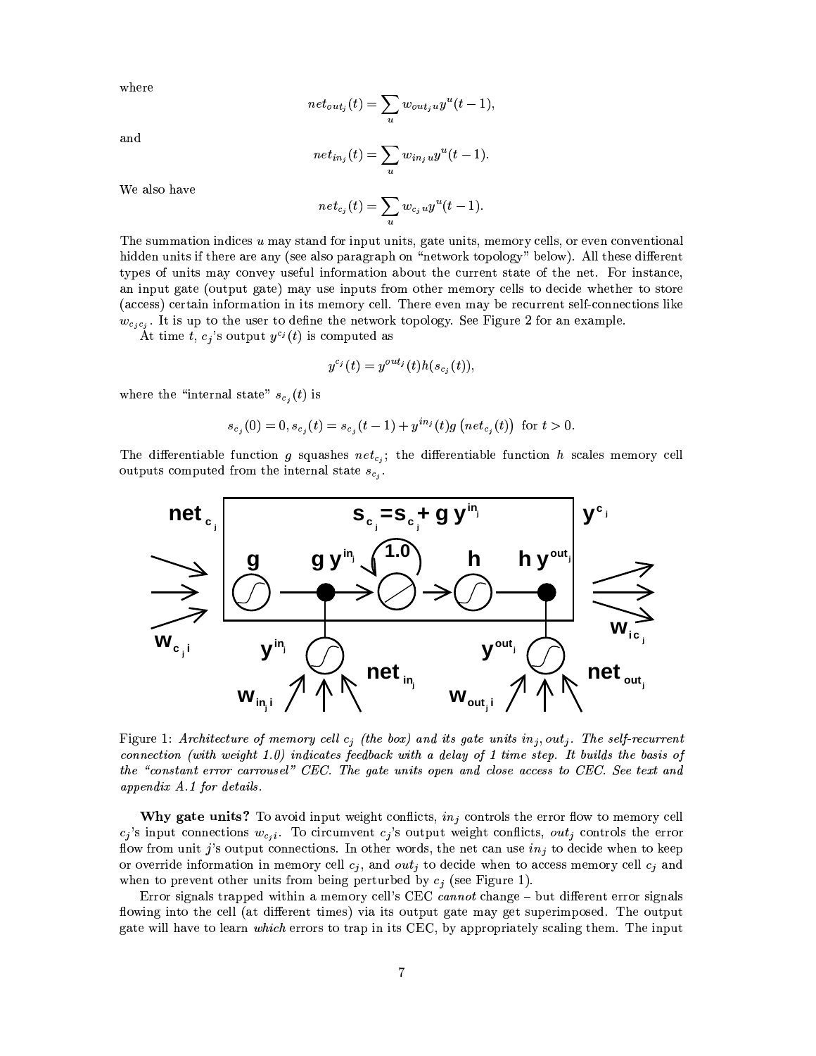where

$$net_{out_j}(t) = \sum_u w_{out_j u} y^u(t-1),$$

and

$$net_{in_j}(t) = \sum_u w_{in_j u} y^u(t-1).$$

We also have

$$net_{c_j}(t) = \sum_u w_{c_j u} y^u(t-1).$$

The summation indices $u$ may stand for input units, gate units, memory cells, or even conventional hidden units if there are any (see also paragraph on "network topology" below). All these different types of units may convey useful information about the current state of the net. For instance, an input gate (output gate) may use inputs from other memory cells to decide whether to store (access) certain information in its memory cell. There even may be recurrent self-connections like $w_{c_j c_j}$. It is up to the user to define the network topology. See Figure 2 for an example.

At time $t$, $c_j$'s output $y^{c_j}(t)$ is computed as

$$y^{c_j}(t) = y^{out_j}(t) h(s_{c_j}(t)),$$

where the "internal state" $s_{c_j}(t)$ is

$$s_{c_j}(0) = 0, s_{c_j}(t) = s_{c_j}(t-1) + y^{in_j}(t) g\left(net_{c_j}(t)\right) \text{ for } t > 0.$$

The differentiable function $g$ squashes $net_{c_j}$; the differentiable function $h$ scales memory cell outputs computed from the internal state $s_{c_j}$.

Figure 1: *Architecture of memory cell $c_j$ (the box) and its gate units $in_j, out_j$. The self-recurrent connection (with weight 1.0) indicates feedback with a delay of 1 time step. It builds the basis of the "constant error carrousel" CEC. The gate units open and close access to CEC. See text and appendix A.1 for details.*

**Why gate units?** To avoid input weight conflicts, $in_j$ controls the error flow to memory cell $c_j$'s input connections $w_{c_j i}$. To circumvent $c_j$'s output weight conflicts, $out_j$ controls the error flow from unit $j$'s output connections. In other words, the net can use $in_j$ to decide when to keep or override information in memory cell $c_j$, and $out_j$ to decide when to access memory cell $c_j$ and when to prevent other units from being perturbed by $c_j$ (see Figure 1).

Error signals trapped within a memory cell's CEC *cannot* change – but different error signals flowing into the cell (at different times) via its output gate may get superimposed. The output gate will have to learn *which* errors to trap in its CEC, by appropriately scaling them. The input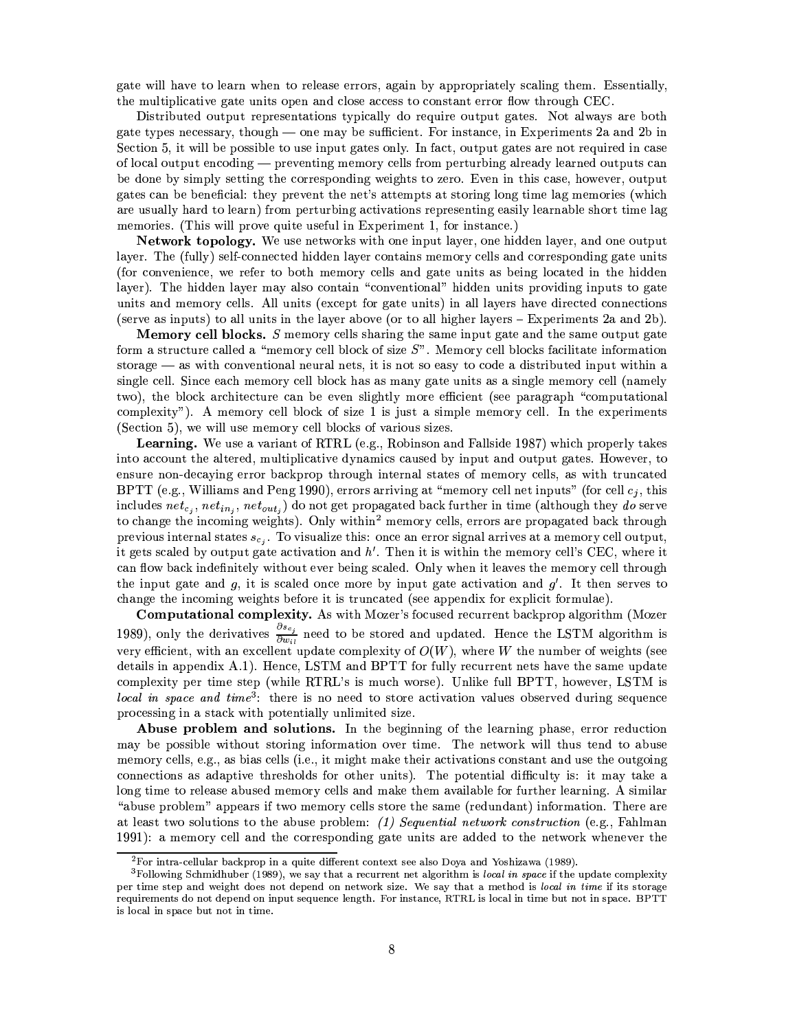gate will have to learn when to release errors, again by appropriately scaling them. Essentially, the multiplicative gate units open and close access to constant error flow through CEC.

Distributed output representations typically do require output gates. Not always are both gate types necessary, though — one may be sufficient. For instance, in Experiments 2a and 2b in Section 5, it will be possible to use input gates only. In fact, output gates are not required in case of local output encoding — preventing memory cells from perturbing already learned outputs can be done by simply setting the corresponding weights to zero. Even in this case, however, output gates can be beneficial: they prevent the net's attempts at storing long time lag memories (which are usually hard to learn) from perturbing activations representing easily learnable short time lag memories. (This will prove quite useful in Experiment 1, for instance.)

**Network topology.** We use networks with one input layer, one hidden layer, and one output layer. The (fully) self-connected hidden layer contains memory cells and corresponding gate units (for convenience, we refer to both memory cells and gate units as being located in the hidden layer). The hidden layer may also contain "conventional" hidden units providing inputs to gate units and memory cells. All units (except for gate units) in all layers have directed connections (serve as inputs) to all units in the layer above (or to all higher layers – Experiments 2a and 2b).

**Memory cell blocks.** $S$ memory cells sharing the same input gate and the same output gate form a structure called a "memory cell block of size $S$". Memory cell blocks facilitate information storage — as with conventional neural nets, it is not so easy to code a distributed input within a single cell. Since each memory cell block has as many gate units as a single memory cell (namely two), the block architecture can be even slightly more efficient (see paragraph "computational complexity"). A memory cell block of size 1 is just a simple memory cell. In the experiments (Section 5), we will use memory cell blocks of various sizes.

**Learning.** We use a variant of RTRL (e.g., Robinson and Fallside 1987) which properly takes into account the altered, multiplicative dynamics caused by input and output gates. However, to ensure non-decaying error backprop through internal states of memory cells, as with truncated BPTT (e.g., Williams and Peng 1990), errors arriving at "memory cell net inputs" (for cell $c_j$, this includes $net_{c_j}$, $net_{in_j}$, $net_{out_j}$) do not get propagated back further in time (although they *do* serve to change the incoming weights). Only within[2] memory cells, errors are propagated back through previous internal states $s_{c_j}$. To visualize this: once an error signal arrives at a memory cell output, it gets scaled by output gate activation and $h'$. Then it is within the memory cell's CEC, where it can flow back indefinitely without ever being scaled. Only when it leaves the memory cell through the input gate and $g$, it is scaled once more by input gate activation and $g'$. It then serves to change the incoming weights before it is truncated (see appendix for explicit formulae).

**Computational complexity.** As with Mozer's focused recurrent backprop algorithm (Mozer 1989), only the derivatives $\frac{\partial s_{c_j}}{\partial w_{il}}$ need to be stored and updated. Hence the LSTM algorithm is very efficient, with an excellent update complexity of $O(W)$, where $W$ the number of weights (see details in appendix A.1). Hence, LSTM and BPTT for fully recurrent nets have the same update complexity per time step (while RTRL's is much worse). Unlike full BPTT, however, LSTM is *local in space and time*[3]: there is no need to store activation values observed during sequence processing in a stack with potentially unlimited size.

**Abuse problem and solutions.** In the beginning of the learning phase, error reduction may be possible without storing information over time. The network will thus tend to abuse memory cells, e.g., as bias cells (i.e., it might make their activations constant and use the outgoing connections as adaptive thresholds for other units). The potential difficulty is: it may take a long time to release abused memory cells and make them available for further learning. A similar "abuse problem" appears if two memory cells store the same (redundant) information. There are at least two solutions to the abuse problem: *(1) Sequential network construction* (e.g., Fahlman 1991): a memory cell and the corresponding gate units are added to the network whenever the

[2] For intra-cellular backprop in a quite different context see also Doya and Yoshizawa (1989).

[3] Following Schmidhuber (1989), we say that a recurrent net algorithm is *local in space* if the update complexity per time step and weight does not depend on network size. We say that a method is *local in time* if its storage requirements do not depend on input sequence length. For instance, RTRL is local in time but not in space. BPTT is local in space but not in time.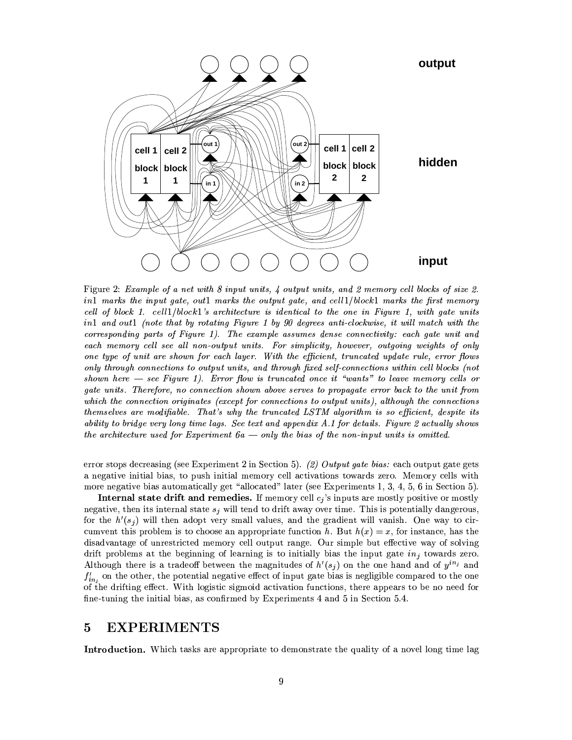Figure 2: *Example of a net with 8 input units, 4 output units, and 2 memory cell blocks of size 2. $in1$ marks the input gate, $out1$ marks the output gate, and $cell1/block1$ marks the first memory cell of block 1. $cell1/block1$'s architecture is identical to the one in Figure 1, with gate units $in1$ and $out1$ (note that by rotating Figure 1 by 90 degrees anti-clockwise, it will match with the corresponding parts of Figure 1). The example assumes dense connectivity: each gate unit and each memory cell see all non-output units. For simplicity, however, outgoing weights of only one type of unit are shown for each layer. With the efficient, truncated update rule, error flows only through connections to output units, and through fixed self-connections within cell blocks (not shown here — see Figure 1). Error flow is truncated once it "wants" to leave memory cells or gate units. Therefore, no connection shown above serves to propagate error back to the unit from which the connection originates (except for connections to output units), although the connections themselves are modifiable. That's why the truncated LSTM algorithm is so efficient, despite its ability to bridge very long time lags. See text and appendix A.1 for details. Figure 2 actually shows the architecture used for Experiment 6a — only the bias of the non-input units is omitted.*

error stops decreasing (see Experiment 2 in Section 5). *(2) Output gate bias:* each output gate gets a negative initial bias, to push initial memory cell activations towards zero. Memory cells with more negative bias automatically get "allocated" later (see Experiments 1, 3, 4, 5, 6 in Section 5).

**Internal state drift and remedies.** If memory cell $c_j$'s inputs are mostly positive or mostly negative, then its internal state $s_j$ will tend to drift away over time. This is potentially dangerous, for the $h'(s_j)$ will then adopt very small values, and the gradient will vanish. One way to circumvent this problem is to choose an appropriate function $h$. But $h(x) = x$, for instance, has the disadvantage of unrestricted memory cell output range. Our simple but effective way of solving drift problems at the beginning of learning is to initially bias the input gate $in_j$ towards zero. Although there is a tradeoff between the magnitudes of $h'(s_j)$ on the one hand and of $y^{in_j}$ and $f'_{in_j}$ on the other, the potential negative effect of input gate bias is negligible compared to the one of the drifting effect. With logistic sigmoid activation functions, there appears to be no need for fine-tuning the initial bias, as confirmed by Experiments 4 and 5 in Section 5.4.

# 5 EXPERIMENTS

**Introduction.** Which tasks are appropriate to demonstrate the quality of a novel long time lag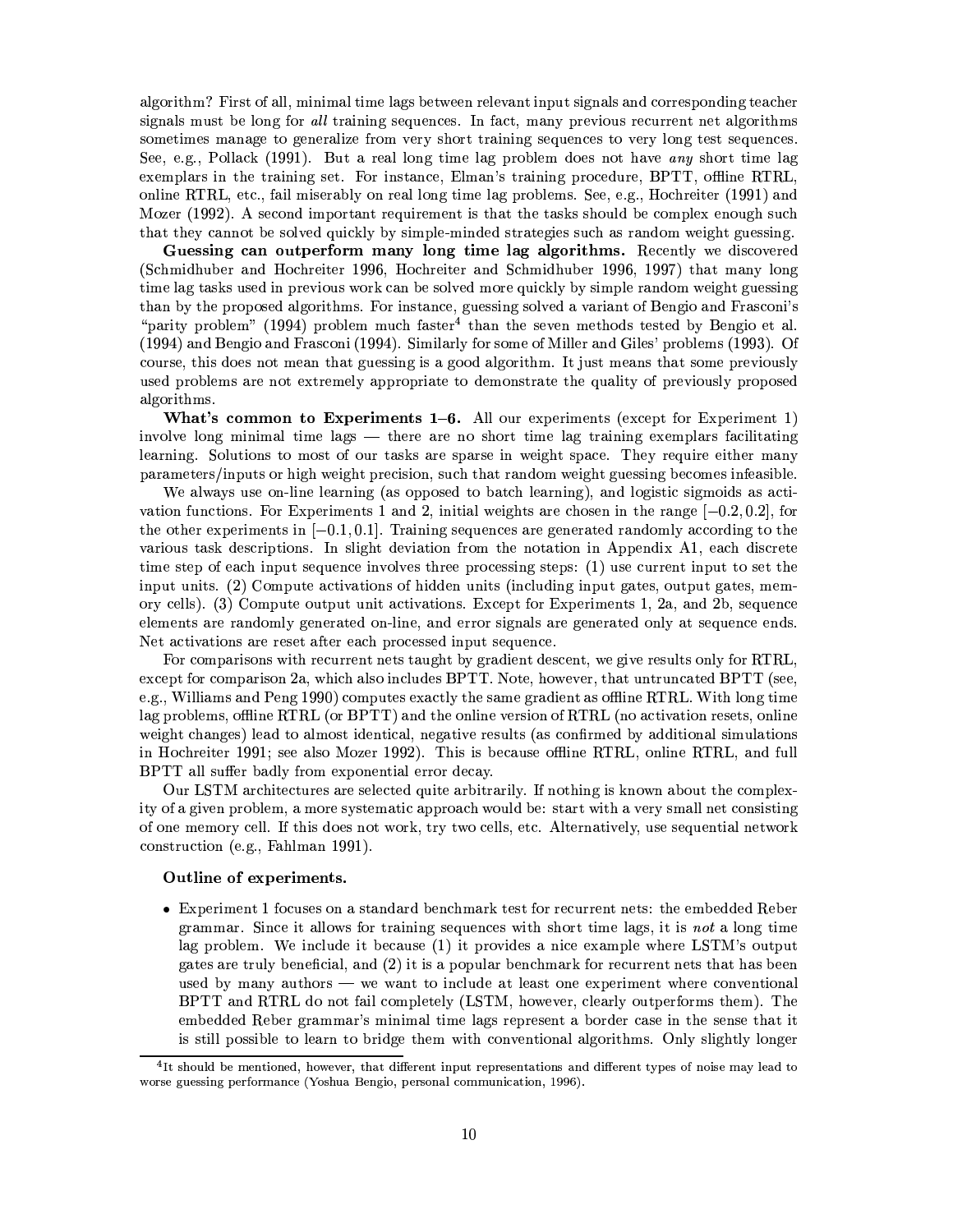algorithm? First of all, minimal time lags between relevant input signals and corresponding teacher signals must be long for *all* training sequences. In fact, many previous recurrent net algorithms sometimes manage to generalize from very short training sequences to very long test sequences. See, e.g., Pollack (1991). But a real long time lag problem does not have *any* short time lag exemplars in the training set. For instance, Elman's training procedure, BPTT, offline RTRL, online RTRL, etc., fail miserably on real long time lag problems. See, e.g., Hochreiter (1991) and Mozer (1992). A second important requirement is that the tasks should be complex enough such that they cannot be solved quickly by simple-minded strategies such as random weight guessing.

**Guessing can outperform many long time lag algorithms.** Recently we discovered (Schmidhuber and Hochreiter 1996, Hochreiter and Schmidhuber 1996, 1997) that many long time lag tasks used in previous work can be solved more quickly by simple random weight guessing than by the proposed algorithms. For instance, guessing solved a variant of Bengio and Frasconi's "parity problem" (1994) problem much faster[4] than the seven methods tested by Bengio et al. (1994) and Bengio and Frasconi (1994). Similarly for some of Miller and Giles' problems (1993). Of course, this does not mean that guessing is a good algorithm. It just means that some previously used problems are not extremely appropriate to demonstrate the quality of previously proposed algorithms.

**What's common to Experiments 1–6.** All our experiments (except for Experiment 1) involve long minimal time lags — there are no short time lag training exemplars facilitating learning. Solutions to most of our tasks are sparse in weight space. They require either many parameters/inputs or high weight precision, such that random weight guessing becomes infeasible.

We always use on-line learning (as opposed to batch learning), and logistic sigmoids as activation functions. For Experiments 1 and 2, initial weights are chosen in the range $[-0.2, 0.2]$, for the other experiments in $[-0.1, 0.1]$. Training sequences are generated randomly according to the various task descriptions. In slight deviation from the notation in Appendix A1, each discrete time step of each input sequence involves three processing steps: (1) use current input to set the input units. (2) Compute activations of hidden units (including input gates, output gates, memory cells). (3) Compute output unit activations. Except for Experiments 1, 2a, and 2b, sequence elements are randomly generated on-line, and error signals are generated only at sequence ends. Net activations are reset after each processed input sequence.

For comparisons with recurrent nets taught by gradient descent, we give results only for RTRL, except for comparison 2a, which also includes BPTT. Note, however, that untruncated BPTT (see, e.g., Williams and Peng 1990) computes exactly the same gradient as offline RTRL. With long time lag problems, offline RTRL (or BPTT) and the online version of RTRL (no activation resets, online weight changes) lead to almost identical, negative results (as confirmed by additional simulations in Hochreiter 1991; see also Mozer 1992). This is because offline RTRL, online RTRL, and full BPTT all suffer badly from exponential error decay.

Our LSTM architectures are selected quite arbitrarily. If nothing is known about the complexity of a given problem, a more systematic approach would be: start with a very small net consisting of one memory cell. If this does not work, try two cells, etc. Alternatively, use sequential network construction (e.g., Fahlman 1991).

**Outline of experiments.**

- Experiment 1 focuses on a standard benchmark test for recurrent nets: the embedded Reber grammar. Since it allows for training sequences with short time lags, it is *not* a long time lag problem. We include it because (1) it provides a nice example where LSTM's output gates are truly beneficial, and (2) it is a popular benchmark for recurrent nets that has been used by many authors — we want to include at least one experiment where conventional BPTT and RTRL do not fail completely (LSTM, however, clearly outperforms them). The embedded Reber grammar's minimal time lags represent a border case in the sense that it is still possible to learn to bridge them with conventional algorithms. Only slightly longer

[4] It should be mentioned, however, that different input representations and different types of noise may lead to worse guessing performance (Yoshua Bengio, personal communication, 1996).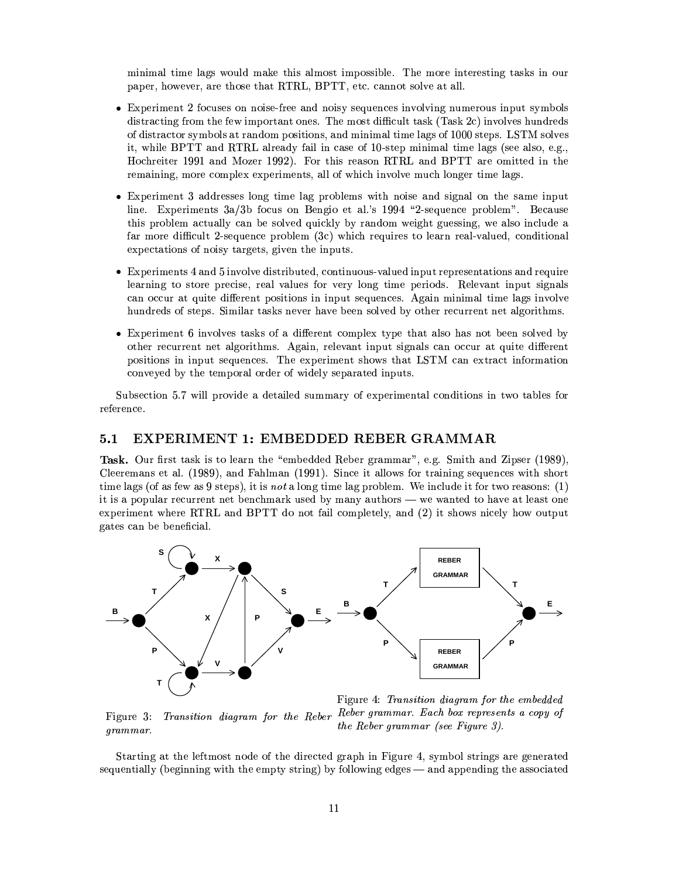minimal time lags would make this almost impossible. The more interesting tasks in our paper, however, are those that RTRL, BPTT, etc. cannot solve at all.

- Experiment 2 focuses on noise-free and noisy sequences involving numerous input symbols distracting from the few important ones. The most difficult task (Task 2c) involves hundreds of distractor symbols at random positions, and minimal time lags of 1000 steps. LSTM solves it, while BPTT and RTRL already fail in case of 10-step minimal time lags (see also, e.g., Hochreiter 1991 and Mozer 1992). For this reason RTRL and BPTT are omitted in the remaining, more complex experiments, all of which involve much longer time lags.
- Experiment 3 addresses long time lag problems with noise and signal on the same input line. Experiments 3a/3b focus on Bengio et al.'s 1994 "2-sequence problem". Because this problem actually can be solved quickly by random weight guessing, we also include a far more difficult 2-sequence problem (3c) which requires to learn real-valued, conditional expectations of noisy targets, given the inputs.
- Experiments 4 and 5 involve distributed, continuous-valued input representations and require learning to store precise, real values for very long time periods. Relevant input signals can occur at quite different positions in input sequences. Again minimal time lags involve hundreds of steps. Similar tasks never have been solved by other recurrent net algorithms.
- Experiment 6 involves tasks of a different complex type that also has not been solved by other recurrent net algorithms. Again, relevant input signals can occur at quite different positions in input sequences. The experiment shows that LSTM can extract information conveyed by the temporal order of widely separated inputs.

Subsection 5.7 will provide a detailed summary of experimental conditions in two tables for reference.

## 5.1 EXPERIMENT 1: EMBEDDED REBER GRAMMAR

**Task.** Our first task is to learn the "embedded Reber grammar", e.g. Smith and Zipser (1989), Cleeremans et al. (1989), and Fahlman (1991). Since it allows for training sequences with short time lags (of as few as 9 steps), it is *not* a long time lag problem. We include it for two reasons: (1) it is a popular recurrent net benchmark used by many authors — we wanted to have at least one experiment where RTRL and BPTT do not fail completely, and (2) it shows nicely how output gates can be beneficial.

Figure 3: *Transition diagram for the Reber grammar.*

Figure 4: *Transition diagram for the embedded Reber grammar. Each box represents a copy of the Reber grammar (see Figure 3).*

Starting at the leftmost node of the directed graph in Figure 4, symbol strings are generated sequentially (beginning with the empty string) by following edges — and appending the associated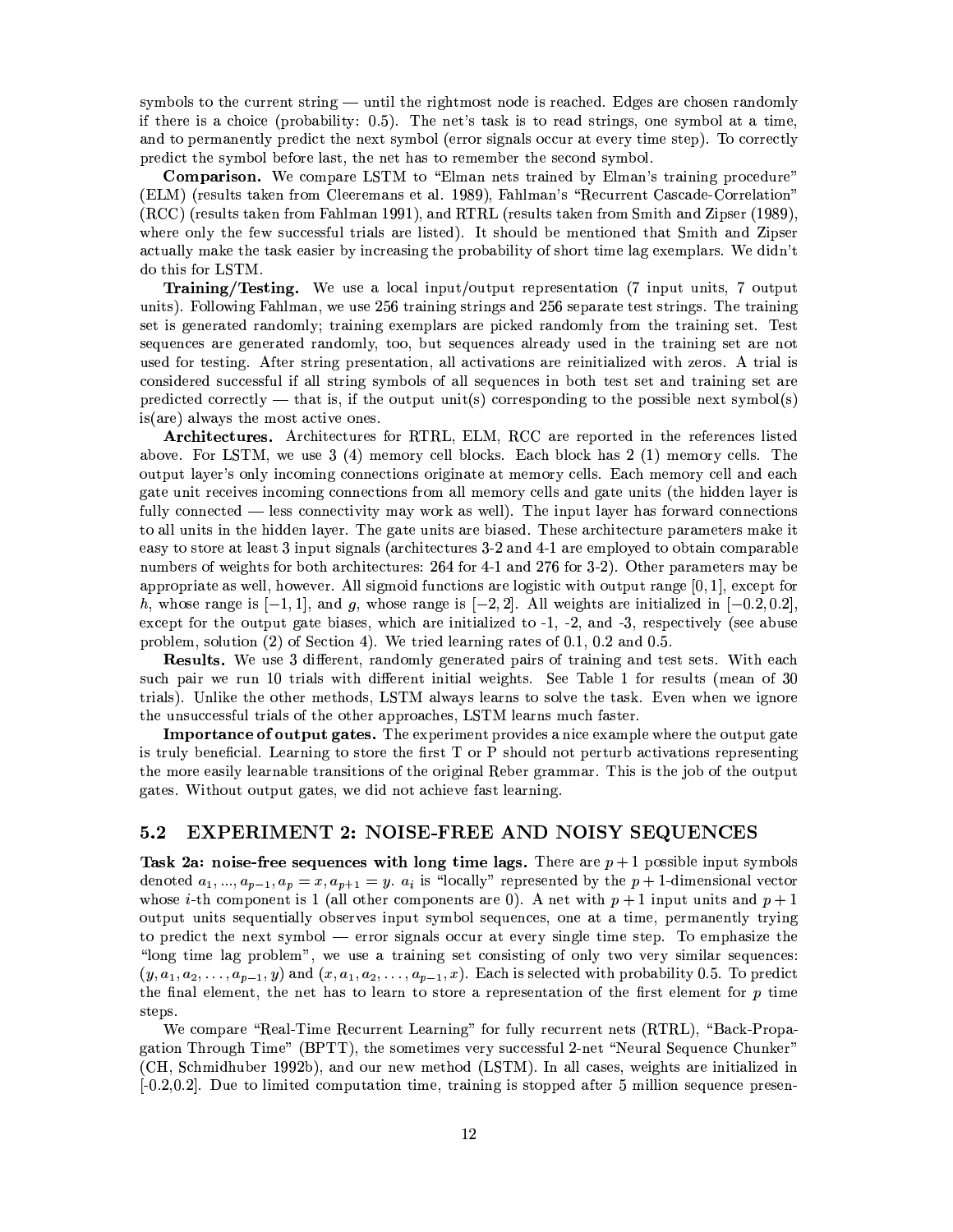symbols to the current string — until the rightmost node is reached. Edges are chosen randomly if there is a choice (probability: 0.5). The net's task is to read strings, one symbol at a time, and to permanently predict the next symbol (error signals occur at every time step). To correctly predict the symbol before last, the net has to remember the second symbol.

**Comparison.** We compare LSTM to "Elman nets trained by Elman's training procedure" (ELM) (results taken from Cleeremans et al. 1989), Fahlman's "Recurrent Cascade-Correlation" (RCC) (results taken from Fahlman 1991), and RTRL (results taken from Smith and Zipser (1989), where only the few successful trials are listed). It should be mentioned that Smith and Zipser actually make the task easier by increasing the probability of short time lag exemplars. We didn't do this for LSTM.

**Training/Testing.** We use a local input/output representation (7 input units, 7 output units). Following Fahlman, we use 256 training strings and 256 separate test strings. The training set is generated randomly; training exemplars are picked randomly from the training set. Test sequences are generated randomly, too, but sequences already used in the training set are not used for testing. After string presentation, all activations are reinitialized with zeros. A trial is considered successful if all string symbols of all sequences in both test set and training set are predicted correctly — that is, if the output unit(s) corresponding to the possible next symbol(s) is(are) always the most active ones.

**Architectures.** Architectures for RTRL, ELM, RCC are reported in the references listed above. For LSTM, we use 3 (4) memory cell blocks. Each block has 2 (1) memory cells. The output layer's only incoming connections originate at memory cells. Each memory cell and each gate unit receives incoming connections from all memory cells and gate units (the hidden layer is fully connected — less connectivity may work as well). The input layer has forward connections to all units in the hidden layer. The gate units are biased. These architecture parameters make it easy to store at least 3 input signals (architectures 3-2 and 4-1 are employed to obtain comparable numbers of weights for both architectures: 264 for 4-1 and 276 for 3-2). Other parameters may be appropriate as well, however. All sigmoid functions are logistic with output range $[0, 1]$, except for $h$, whose range is $[-1, 1]$, and $g$, whose range is $[-2, 2]$. All weights are initialized in $[-0.2, 0.2]$, except for the output gate biases, which are initialized to -1, -2, and -3, respectively (see abuse problem, solution (2) of Section 4). We tried learning rates of 0.1, 0.2 and 0.5.

**Results.** We use 3 different, randomly generated pairs of training and test sets. With each such pair we run 10 trials with different initial weights. See Table 1 for results (mean of 30 trials). Unlike the other methods, LSTM always learns to solve the task. Even when we ignore the unsuccessful trials of the other approaches, LSTM learns much faster.

**Importance of output gates.** The experiment provides a nice example where the output gate is truly beneficial. Learning to store the first T or P should not perturb activations representing the more easily learnable transitions of the original Reber grammar. This is the job of the output gates. Without output gates, we did not achieve fast learning.

## 5.2 EXPERIMENT 2: NOISE-FREE AND NOISY SEQUENCES

**Task 2a: noise-free sequences with long time lags.** There are $p+1$ possible input symbols denoted $a_1, ..., a_{p-1}, a_p = x, a_{p+1} = y$. $a_i$ is "locally" represented by the $p+1$-dimensional vector whose $i$-th component is 1 (all other components are 0). A net with $p+1$ input units and $p+1$ output units sequentially observes input symbol sequences, one at a time, permanently trying to predict the next symbol — error signals occur at every single time step. To emphasize the "long time lag problem", we use a training set consisting of only two very similar sequences: $(y, a_1, a_2, \ldots, a_{p-1}, y)$ and $(x, a_1, a_2, \ldots, a_{p-1}, x)$. Each is selected with probability 0.5. To predict the final element, the net has to learn to store a representation of the first element for $p$ time steps.

We compare "Real-Time Recurrent Learning" for fully recurrent nets (RTRL), "Back-Propagation Through Time" (BPTT), the sometimes very successful 2-net "Neural Sequence Chunker" (CH, Schmidhuber 1992b), and our new method (LSTM). In all cases, weights are initialized in [-0.2,0.2]. Due to limited computation time, training is stopped after 5 million sequence presen-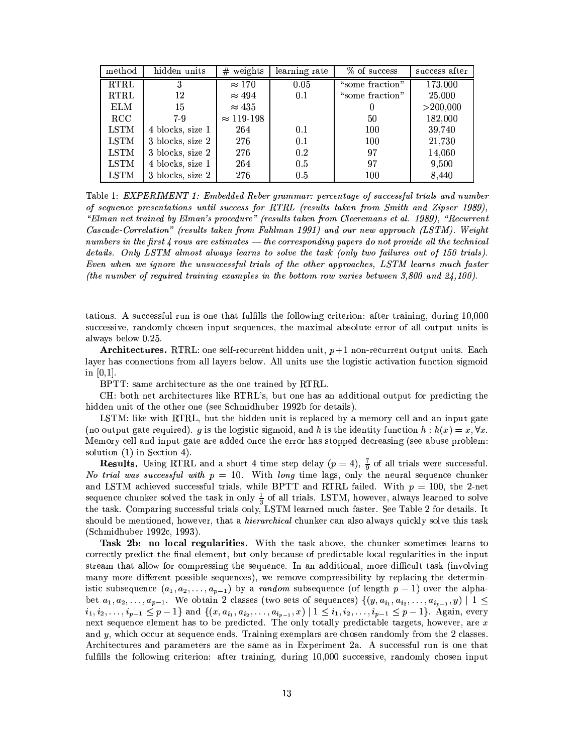| method | hidden units | # weights | learning rate | % of success | success after |
| --- | --- | --- | --- | --- | --- |
| RTRL | 3 | $\approx 170$ | 0.05 | "some fraction" | 173,000 |
| RTRL | 12 | $\approx 494$ | 0.1 | "some fraction" | 25,000 |
| ELM | 15 | $\approx 435$ | | 0 | >200,000 |
| RCC | 7-9 | $\approx$ 119-198 | | 50 | 182,000 |
| LSTM | 4 blocks, size 1 | 264 | 0.1 | 100 | 39,740 |
| LSTM | 3 blocks, size 2 | 276 | 0.1 | 100 | 21,730 |
| LSTM | 3 blocks, size 2 | 276 | 0.2 | 97 | 14,060 |
| LSTM | 4 blocks, size 1 | 264 | 0.5 | 97 | 9,500 |
| LSTM | 3 blocks, size 2 | 276 | 0.5 | 100 | 8,440 |

Table 1: *EXPERIMENT 1: Embedded Reber grammar: percentage of successful trials and number of sequence presentations until success for RTRL (results taken from Smith and Zipser 1989), "Elman net trained by Elman's procedure" (results taken from Cleeremans et al. 1989), "Recurrent Cascade-Correlation" (results taken from Fahlman 1991) and our new approach (LSTM). Weight numbers in the first 4 rows are estimates — the corresponding papers do not provide all the technical details. Only LSTM almost always learns to solve the task (only two failures out of 150 trials). Even when we ignore the unsuccessful trials of the other approaches, LSTM learns much faster (the number of required training examples in the bottom row varies between 3,800 and 24,100).*

tations. A successful run is one that fulfills the following criterion: after training, during 10,000 successive, randomly chosen input sequences, the maximal absolute error of all output units is always below 0.25.

**Architectures.** RTRL: one self-recurrent hidden unit, $p+1$ non-recurrent output units. Each layer has connections from all layers below. All units use the logistic activation function sigmoid in [0,1].

BPTT: same architecture as the one trained by RTRL.

CH: both net architectures like RTRL's, but one has an additional output for predicting the hidden unit of the other one (see Schmidhuber 1992b for details).

LSTM: like with RTRL, but the hidden unit is replaced by a memory cell and an input gate (no output gate required). $g$ is the logistic sigmoid, and $h$ is the identity function $h : h(x) = x, \forall x$. Memory cell and input gate are added once the error has stopped decreasing (see abuse problem: solution (1) in Section 4).

**Results.** Using RTRL and a short 4 time step delay ($p = 4$), $\frac{7}{9}$ of all trials were successful. *No trial was successful with* $p = 10$. With *long* time lags, only the neural sequence chunker and LSTM achieved successful trials, while BPTT and RTRL failed. With $p = 100$, the 2-net sequence chunker solved the task in only $\frac{1}{3}$ of all trials. LSTM, however, always learned to solve the task. Comparing successful trials only, LSTM learned much faster. See Table 2 for details. It should be mentioned, however, that a *hierarchical* chunker can also always quickly solve this task (Schmidhuber 1992c, 1993).

**Task 2b: no local regularities.** With the task above, the chunker sometimes learns to correctly predict the final element, but only because of predictable local regularities in the input stream that allow for compressing the sequence. In an additional, more difficult task (involving many more different possible sequences), we remove compressibility by replacing the deterministic subsequence $(a_1, a_2, \ldots, a_{p-1})$ by a *random* subsequence (of length $p-1$) over the alphabet $a_1, a_2, \ldots, a_{p-1}$. We obtain 2 classes (two sets of sequences) $\{(y, a_{i_1}, a_{i_2}, \ldots, a_{i_{p-1}}, y) \mid 1 \leq i_1, i_2, \ldots, i_{p-1} \leq p-1\}$ and $\{(x, a_{i_1}, a_{i_2}, \ldots, a_{i_{p-1}}, x) \mid 1 \leq i_1, i_2, \ldots, i_{p-1} \leq p-1\}$. Again, every next sequence element has to be predicted. The only totally predictable targets, however, are $x$ and $y$, which occur at sequence ends. Training exemplars are chosen randomly from the 2 classes. Architectures and parameters are the same as in Experiment 2a. A successful run is one that fulfills the following criterion: after training, during 10,000 successive, randomly chosen input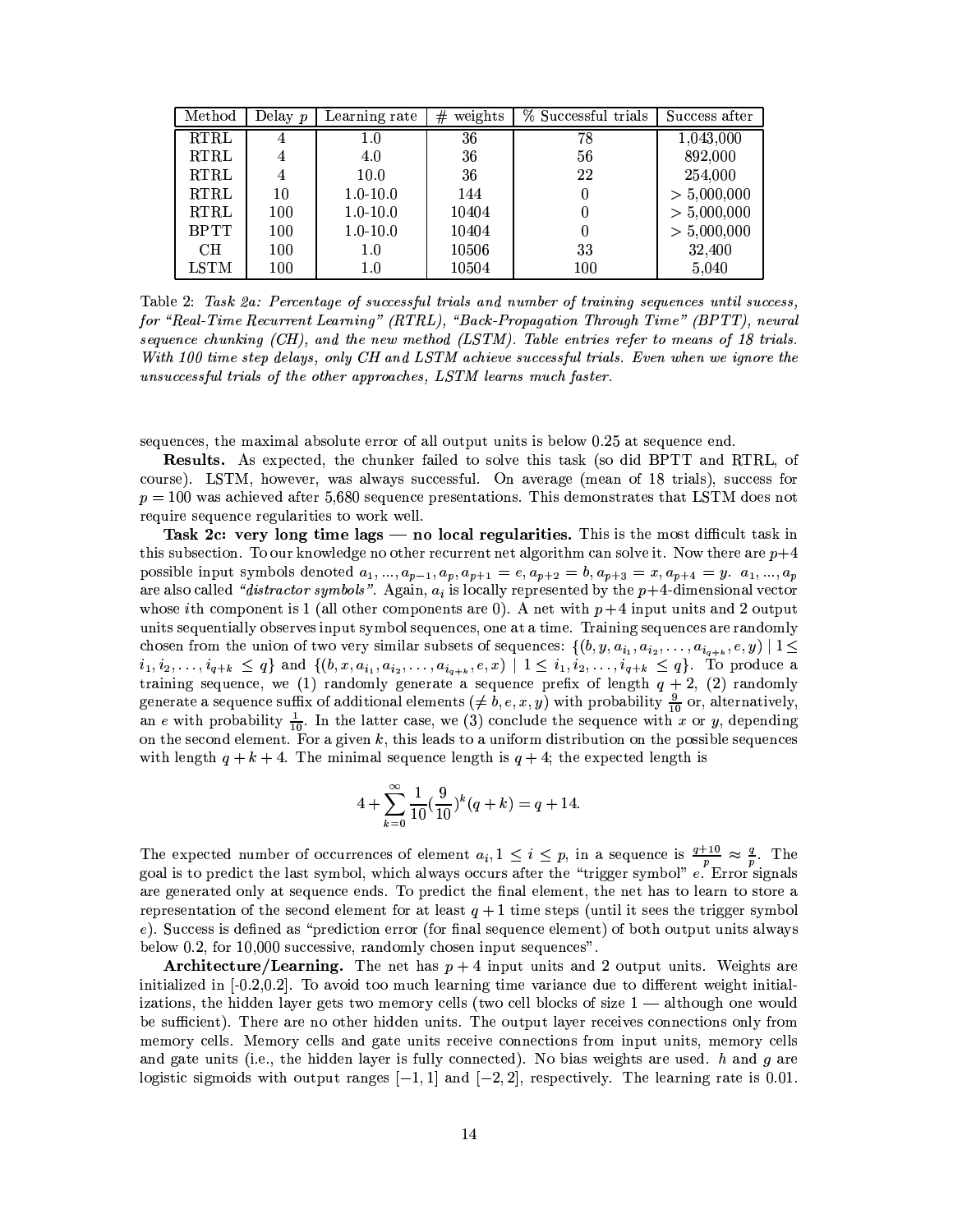| Method | Delay $p$ | Learning rate | # weights | % Successful trials | Success after |
|---|---|---|---|---|---|
| RTRL | 4 | 1.0 | 36 | 78 | 1,043,000 |
| RTRL | 4 | 4.0 | 36 | 56 | 892,000 |
| RTRL | 4 | 10.0 | 36 | 22 | 254,000 |
| RTRL | 10 | 1.0-10.0 | 144 | 0 | > 5,000,000 |
| RTRL | 100 | 1.0-10.0 | 10404 | 0 | > 5,000,000 |
| BPTT | 100 | 1.0-10.0 | 10404 | 0 | > 5,000,000 |
| CH | 100 | 1.0 | 10506 | 33 | 32,400 |
| LSTM | 100 | 1.0 | 10504 | 100 | 5,040 |

Table 2: *Task 2a: Percentage of successful trials and number of training sequences until success, for "Real-Time Recurrent Learning" (RTRL), "Back-Propagation Through Time" (BPTT), neural sequence chunking (CH), and the new method (LSTM). Table entries refer to means of 18 trials. With 100 time step delays, only CH and LSTM achieve successful trials. Even when we ignore the unsuccessful trials of the other approaches, LSTM learns much faster.*

sequences, the maximal absolute error of all output units is below 0.25 at sequence end.

**Results.** As expected, the chunker failed to solve this task (so did BPTT and RTRL, of course). LSTM, however, was always successful. On average (mean of 18 trials), success for $p = 100$ was achieved after 5,680 sequence presentations. This demonstrates that LSTM does not require sequence regularities to work well.

**Task 2c: very long time lags — no local regularities.** This is the most difficult task in this subsection. To our knowledge no other recurrent net algorithm can solve it. Now there are $p+4$ possible input symbols denoted $a_1, ..., a_{p-1}, a_p, a_{p+1} = e, a_{p+2} = b, a_{p+3} = x, a_{p+4} = y$. $a_1, ..., a_p$ are also called *"distractor symbols"*. Again, $a_i$ is locally represented by the $p+4$-dimensional vector whose $i$th component is 1 (all other components are 0). A net with $p+4$ input units and 2 output units sequentially observes input symbol sequences, one at a time. Training sequences are randomly chosen from the union of two very similar subsets of sequences: $\{(b, y, a_{i_1}, a_{i_2}, \ldots, a_{i_{q+k}}, e, y) \mid 1 \leq i_1, i_2, \ldots, i_{q+k} \leq q\}$ and $\{(b, x, a_{i_1}, a_{i_2}, \ldots, a_{i_{q+k}}, e, x) \mid 1 \leq i_1, i_2, \ldots, i_{q+k} \leq q\}$. To produce a training sequence, we (1) randomly generate a sequence prefix of length $q+2$, (2) randomly generate a sequence suffix of additional elements ($\neq b, e, x, y$) with probability $\frac{9}{10}$ or, alternatively, an $e$ with probability $\frac{1}{10}$. In the latter case, we (3) conclude the sequence with $x$ or $y$, depending on the second element. For a given $k$, this leads to a uniform distribution on the possible sequences with length $q+k+4$. The minimal sequence length is $q+4$; the expected length is

$$4 + \sum_{k=0}^{\infty} \frac{1}{10}\left(\frac{9}{10}\right)^k (q+k) = q + 14.$$

The expected number of occurrences of element $a_i, 1 \leq i \leq p$, in a sequence is $\frac{q+10}{p} \approx \frac{q}{p}$. The goal is to predict the last symbol, which always occurs after the "trigger symbol" $e$. Error signals are generated only at sequence ends. To predict the final element, the net has to learn to store a representation of the second element for at least $q+1$ time steps (until it sees the trigger symbol $e$). Success is defined as "prediction error (for final sequence element) of both output units always below 0.2, for 10,000 successive, randomly chosen input sequences".

**Architecture/Learning.** The net has $p+4$ input units and 2 output units. Weights are initialized in [-0.2,0.2]. To avoid too much learning time variance due to different weight initializations, the hidden layer gets two memory cells (two cell blocks of size 1 — although one would be sufficient). There are no other hidden units. The output layer receives connections only from memory cells. Memory cells and gate units receive connections from input units, memory cells and gate units (i.e., the hidden layer is fully connected). No bias weights are used. $h$ and $g$ are logistic sigmoids with output ranges $[-1, 1]$ and $[-2, 2]$, respectively. The learning rate is 0.01.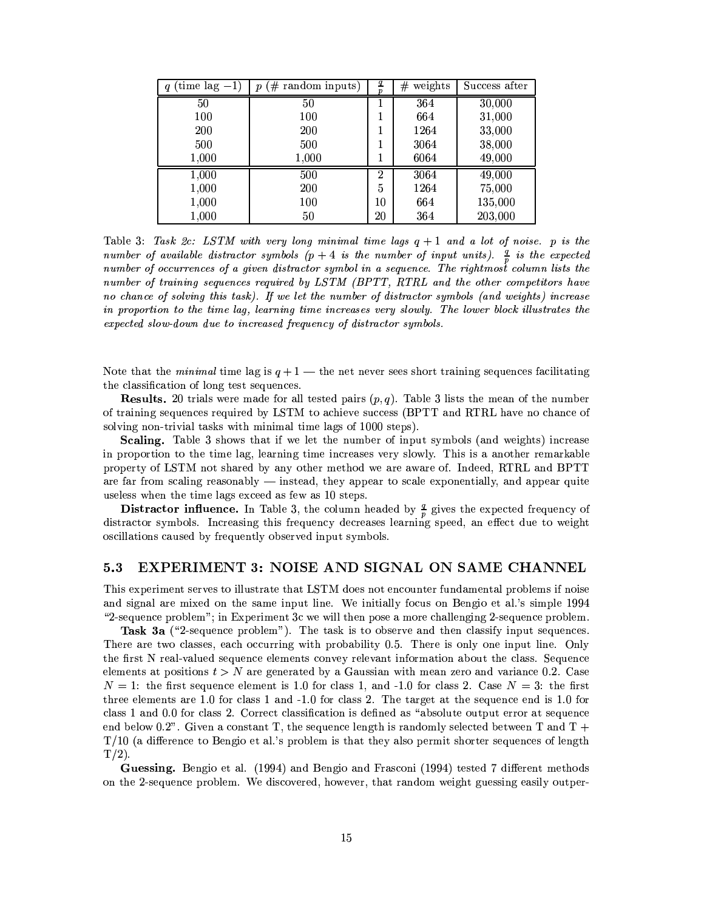| $q$ (time lag $-1$) | $p$ (# random inputs) | $\frac{q}{p}$ | # weights | Success after |
|---|---|---|---|---|
| 50 | 50 | 1 | 364 | 30,000 |
| 100 | 100 | 1 | 664 | 31,000 |
| 200 | 200 | 1 | 1264 | 33,000 |
| 500 | 500 | 1 | 3064 | 38,000 |
| 1,000 | 1,000 | 1 | 6064 | 49,000 |
| 1,000 | 500 | 2 | 3064 | 49,000 |
| 1,000 | 200 | 5 | 1264 | 75,000 |
| 1,000 | 100 | 10 | 664 | 135,000 |
| 1,000 | 50 | 20 | 364 | 203,000 |

Table 3: *Task 2c: LSTM with very long minimal time lags $q + 1$ and a lot of noise. $p$ is the number of available distractor symbols ($p + 4$ is the number of input units). $\frac{q}{p}$ is the expected number of occurrences of a given distractor symbol in a sequence. The rightmost column lists the number of training sequences required by LSTM (BPTT, RTRL and the other competitors have no chance of solving this task). If we let the number of distractor symbols (and weights) increase in proportion to the time lag, learning time increases very slowly. The lower block illustrates the expected slow-down due to increased frequency of distractor symbols.*

Note that the *minimal* time lag is $q + 1$ — the net never sees short training sequences facilitating the classification of long test sequences.

**Results.** 20 trials were made for all tested pairs $(p, q)$. Table 3 lists the mean of the number of training sequences required by LSTM to achieve success (BPTT and RTRL have no chance of solving non-trivial tasks with minimal time lags of 1000 steps).

**Scaling.** Table 3 shows that if we let the number of input symbols (and weights) increase in proportion to the time lag, learning time increases very slowly. This is a another remarkable property of LSTM not shared by any other method we are aware of. Indeed, RTRL and BPTT are far from scaling reasonably — instead, they appear to scale exponentially, and appear quite useless when the time lags exceed as few as 10 steps.

**Distractor influence.** In Table 3, the column headed by $\frac{q}{p}$ gives the expected frequency of distractor symbols. Increasing this frequency decreases learning speed, an effect due to weight oscillations caused by frequently observed input symbols.

### 5.3 EXPERIMENT 3: NOISE AND SIGNAL ON SAME CHANNEL

This experiment serves to illustrate that LSTM does not encounter fundamental problems if noise and signal are mixed on the same input line. We initially focus on Bengio et al.'s simple 1994 "2-sequence problem"; in Experiment 3c we will then pose a more challenging 2-sequence problem.

**Task 3a** ("2-sequence problem"). The task is to observe and then classify input sequences. There are two classes, each occurring with probability 0.5. There is only one input line. Only the first N real-valued sequence elements convey relevant information about the class. Sequence elements at positions $t > N$ are generated by a Gaussian with mean zero and variance 0.2. Case $N = 1$: the first sequence element is 1.0 for class 1, and -1.0 for class 2. Case $N = 3$: the first three elements are 1.0 for class 1 and -1.0 for class 2. The target at the sequence end is 1.0 for class 1 and 0.0 for class 2. Correct classification is defined as "absolute output error at sequence end below 0.2". Given a constant T, the sequence length is randomly selected between T and T + T/10 (a difference to Bengio et al.'s problem is that they also permit shorter sequences of length T/2).

**Guessing.** Bengio et al. (1994) and Bengio and Frasconi (1994) tested 7 different methods on the 2-sequence problem. We discovered, however, that random weight guessing easily outper-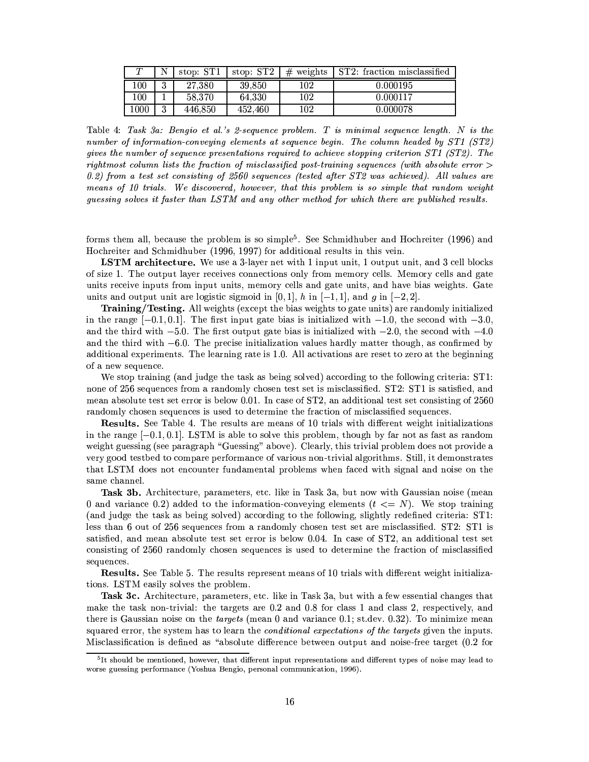| $T$ | N | stop: ST1 | stop: ST2 | # weights | ST2: fraction misclassified |
|---|---|---|---|---|---|
| 100 | 3 | 27,380 | 39,850 | 102 | 0.000195 |
| 100 | 1 | 58,370 | 64,330 | 102 | 0.000117 |
| 1000 | 3 | 446,850 | 452,460 | 102 | 0.000078 |

Table 4: *Task 3a: Bengio et al.'s 2-sequence problem. $T$ is minimal sequence length. $N$ is the number of information-conveying elements at sequence begin. The column headed by ST1 (ST2) gives the number of sequence presentations required to achieve stopping criterion ST1 (ST2). The rightmost column lists the fraction of misclassified post-training sequences (with absolute error > 0.2) from a test set consisting of 2560 sequences (tested after ST2 was achieved). All values are means of 10 trials. We discovered, however, that this problem is so simple that random weight guessing solves it faster than LSTM and any other method for which there are published results.*

forms them all, because the problem is so simple[5]. See Schmidhuber and Hochreiter (1996) and Hochreiter and Schmidhuber (1996, 1997) for additional results in this vein.

**LSTM architecture.** We use a 3-layer net with 1 input unit, 1 output unit, and 3 cell blocks of size 1. The output layer receives connections only from memory cells. Memory cells and gate units receive inputs from input units, memory cells and gate units, and have bias weights. Gate units and output unit are logistic sigmoid in $[0, 1]$, $h$ in $[-1, 1]$, and $g$ in $[-2, 2]$.

**Training/Testing.** All weights (except the bias weights to gate units) are randomly initialized in the range $[-0.1, 0.1]$. The first input gate bias is initialized with $-1.0$, the second with $-3.0$, and the third with $-5.0$. The first output gate bias is initialized with $-2.0$, the second with $-4.0$ and the third with $-6.0$. The precise initialization values hardly matter though, as confirmed by additional experiments. The learning rate is 1.0. All activations are reset to zero at the beginning of a new sequence.

We stop training (and judge the task as being solved) according to the following criteria: ST1: none of 256 sequences from a randomly chosen test set is misclassified. ST2: ST1 is satisfied, and mean absolute test set error is below 0.01. In case of ST2, an additional test set consisting of 2560 randomly chosen sequences is used to determine the fraction of misclassified sequences.

**Results.** See Table 4. The results are means of 10 trials with different weight initializations in the range $[-0.1, 0.1]$. LSTM is able to solve this problem, though by far not as fast as random weight guessing (see paragraph "Guessing" above). Clearly, this trivial problem does not provide a very good testbed to compare performance of various non-trivial algorithms. Still, it demonstrates that LSTM does not encounter fundamental problems when faced with signal and noise on the same channel.

**Task 3b.** Architecture, parameters, etc. like in Task 3a, but now with Gaussian noise (mean 0 and variance 0.2) added to the information-conveying elements ($t <= N$). We stop training (and judge the task as being solved) according to the following, slightly redefined criteria: ST1: less than 6 out of 256 sequences from a randomly chosen test set are misclassified. ST2: ST1 is satisfied, and mean absolute test set error is below 0.04. In case of ST2, an additional test set consisting of 2560 randomly chosen sequences is used to determine the fraction of misclassified sequences.

**Results.** See Table 5. The results represent means of 10 trials with different weight initializations. LSTM easily solves the problem.

**Task 3c.** Architecture, parameters, etc. like in Task 3a, but with a few essential changes that make the task non-trivial: the targets are 0.2 and 0.8 for class 1 and class 2, respectively, and there is Gaussian noise on the *targets* (mean 0 and variance 0.1; st.dev. 0.32). To minimize mean squared error, the system has to learn the *conditional expectations of the targets* given the inputs. Misclassification is defined as "absolute difference between output and noise-free target (0.2 for

[5] It should be mentioned, however, that different input representations and different types of noise may lead to worse guessing performance (Yoshua Bengio, personal communication, 1996).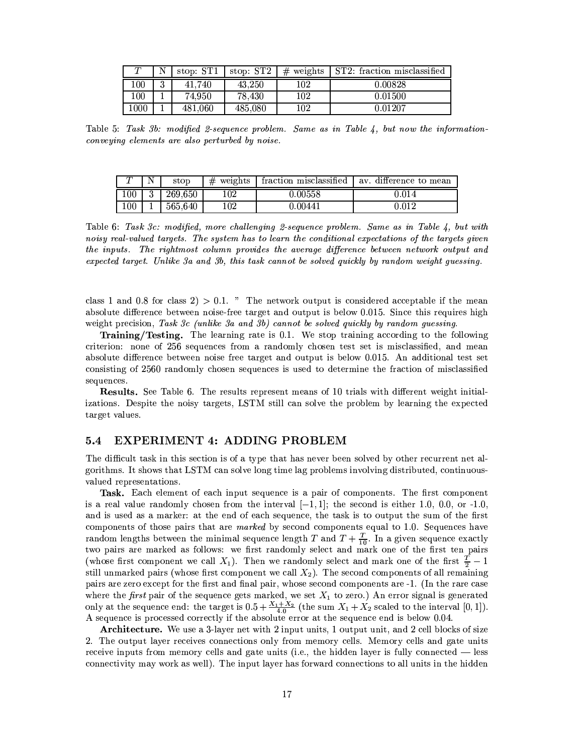| $T$ | N | stop: ST1 | stop: ST2 | # weights | ST2: fraction misclassified |
|---|---|---|---|---|---|
| 100 | 3 | 41,740 | 43,250 | 102 | 0.00828 |
| 100 | 1 | 74,950 | 78,430 | 102 | 0.01500 |
| 1000 | 1 | 481,060 | 485,080 | 102 | 0.01207 |

Table 5: *Task 3b: modified 2-sequence problem. Same as in Table 4, but now the information-conveying elements are also perturbed by noise.*

| $T$ | N | stop | # weights | fraction misclassified | av. difference to mean |
|---|---|---|---|---|---|
| 100 | 3 | 269,650 | 102 | 0.00558 | 0.014 |
| 100 | 1 | 565,640 | 102 | 0.00441 | 0.012 |

Table 6: *Task 3c: modified, more challenging 2-sequence problem. Same as in Table 4, but with noisy real-valued targets. The system has to learn the conditional expectations of the targets given the inputs. The rightmost column provides the average difference between network output and expected target. Unlike 3a and 3b, this task cannot be solved quickly by random weight guessing.*

class 1 and 0.8 for class 2) > 0.1. " The network output is considered acceptable if the mean absolute difference between noise-free target and output is below 0.015. Since this requires high weight precision, *Task 3c (unlike 3a and 3b) cannot be solved quickly by random guessing.*

**Training/Testing.** The learning rate is 0.1. We stop training according to the following criterion: none of 256 sequences from a randomly chosen test set is misclassified, and mean absolute difference between noise free target and output is below 0.015. An additional test set consisting of 2560 randomly chosen sequences is used to determine the fraction of misclassified sequences.

**Results.** See Table 6. The results represent means of 10 trials with different weight initializations. Despite the noisy targets, LSTM still can solve the problem by learning the expected target values.

### 5.4 EXPERIMENT 4: ADDING PROBLEM

The difficult task in this section is of a type that has never been solved by other recurrent net algorithms. It shows that LSTM can solve long time lag problems involving distributed, continuous-valued representations.

**Task.** Each element of each input sequence is a pair of components. The first component is a real value randomly chosen from the interval $[-1, 1]$; the second is either 1.0, 0.0, or -1.0, and is used as a marker: at the end of each sequence, the task is to output the sum of the first components of those pairs that are *marked* by second components equal to 1.0. Sequences have random lengths between the minimal sequence length $T$ and $T + \frac{T}{10}$. In a given sequence exactly two pairs are marked as follows: we first randomly select and mark one of the first ten pairs (whose first component we call $X_1$). Then we randomly select and mark one of the first $\frac{T}{2} - 1$ still unmarked pairs (whose first component we call $X_2$). The second components of all remaining pairs are zero except for the first and final pair, whose second components are -1. (In the rare case where the *first* pair of the sequence gets marked, we set $X_1$ to zero.) An error signal is generated only at the sequence end: the target is $0.5 + \frac{X_1 + X_2}{4.0}$ (the sum $X_1 + X_2$ scaled to the interval $[0, 1]$). A sequence is processed correctly if the absolute error at the sequence end is below 0.04.

**Architecture.** We use a 3-layer net with 2 input units, 1 output unit, and 2 cell blocks of size 2. The output layer receives connections only from memory cells. Memory cells and gate units receive inputs from memory cells and gate units (i.e., the hidden layer is fully connected — less connectivity may work as well). The input layer has forward connections to all units in the hidden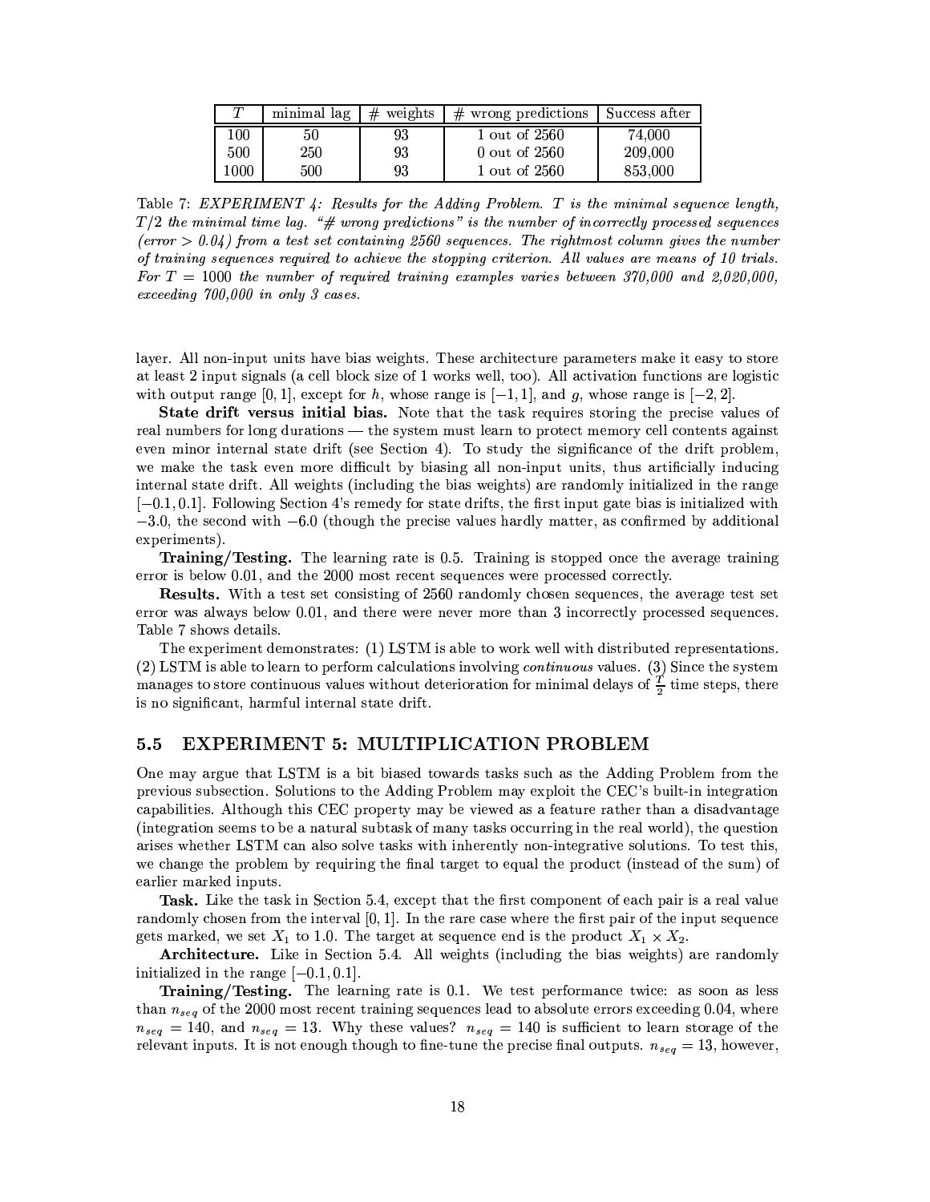| $T$ | minimal lag | # weights | # wrong predictions | Success after |
|---|---|---|---|---|
| 100 | 50 | 93 | 1 out of 2560 | 74,000 |
| 500 | 250 | 93 | 0 out of 2560 | 209,000 |
| 1000 | 500 | 93 | 1 out of 2560 | 853,000 |

Table 7: *EXPERIMENT 4: Results for the Adding Problem. $T$ is the minimal sequence length, $T/2$ the minimal time lag. "# wrong predictions" is the number of incorrectly processed sequences (error $> 0.04$) from a test set containing 2560 sequences. The rightmost column gives the number of training sequences required to achieve the stopping criterion. All values are means of 10 trials. For $T = 1000$ the number of required training examples varies between 370,000 and 2,020,000, exceeding 700,000 in only 3 cases.*

layer. All non-input units have bias weights. These architecture parameters make it easy to store at least 2 input signals (a cell block size of 1 works well, too). All activation functions are logistic with output range $[0, 1]$, except for $h$, whose range is $[-1, 1]$, and $g$, whose range is $[-2, 2]$.

**State drift versus initial bias.** Note that the task requires storing the precise values of real numbers for long durations — the system must learn to protect memory cell contents against even minor internal state drift (see Section 4). To study the significance of the drift problem, we make the task even more difficult by biasing all non-input units, thus artificially inducing internal state drift. All weights (including the bias weights) are randomly initialized in the range $[-0.1, 0.1]$. Following Section 4's remedy for state drifts, the first input gate bias is initialized with $-3.0$, the second with $-6.0$ (though the precise values hardly matter, as confirmed by additional experiments).

**Training/Testing.** The learning rate is 0.5. Training is stopped once the average training error is below 0.01, and the 2000 most recent sequences were processed correctly.

**Results.** With a test set consisting of 2560 randomly chosen sequences, the average test set error was always below 0.01, and there were never more than 3 incorrectly processed sequences. Table 7 shows details.

The experiment demonstrates: (1) LSTM is able to work well with distributed representations. (2) LSTM is able to learn to perform calculations involving *continuous* values. (3) Since the system manages to store continuous values without deterioration for minimal delays of $\frac{T}{2}$ time steps, there is no significant, harmful internal state drift.

## 5.5 EXPERIMENT 5: MULTIPLICATION PROBLEM

One may argue that LSTM is a bit biased towards tasks such as the Adding Problem from the previous subsection. Solutions to the Adding Problem may exploit the CEC's built-in integration capabilities. Although this CEC property may be viewed as a feature rather than a disadvantage (integration seems to be a natural subtask of many tasks occurring in the real world), the question arises whether LSTM can also solve tasks with inherently non-integrative solutions. To test this, we change the problem by requiring the final target to equal the product (instead of the sum) of earlier marked inputs.

**Task.** Like the task in Section 5.4, except that the first component of each pair is a real value randomly chosen from the interval $[0, 1]$. In the rare case where the first pair of the input sequence gets marked, we set $X_1$ to 1.0. The target at sequence end is the product $X_1 \times X_2$.

**Architecture.** Like in Section 5.4. All weights (including the bias weights) are randomly initialized in the range $[-0.1, 0.1]$.

**Training/Testing.** The learning rate is 0.1. We test performance twice: as soon as less than $n_{seq}$ of the 2000 most recent training sequences lead to absolute errors exceeding 0.04, where $n_{seq} = 140$, and $n_{seq} = 13$. Why these values? $n_{seq} = 140$ is sufficient to learn storage of the relevant inputs. It is not enough though to fine-tune the precise final outputs. $n_{seq} = 13$, however,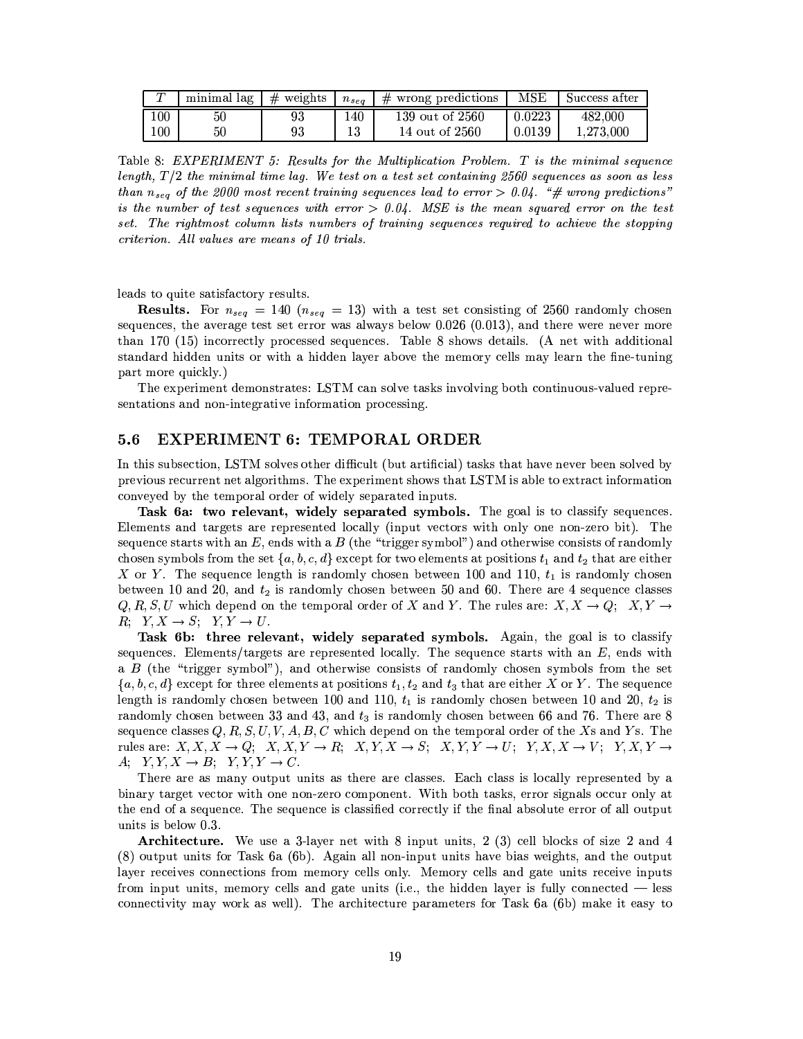| $T$ | minimal lag | # weights | $n_{seq}$ | # wrong predictions | MSE | Success after |
|---|---|---|---|---|---|---|
| 100 | 50 | 93 | 140 | 139 out of 2560 | 0.0223 | 482,000 |
| 100 | 50 | 93 | 13 | 14 out of 2560 | 0.0139 | 1,273,000 |

Table 8: *EXPERIMENT 5: Results for the Multiplication Problem. $T$ is the minimal sequence length, $T/2$ the minimal time lag. We test on a test set containing 2560 sequences as soon as less than $n_{seq}$ of the 2000 most recent training sequences lead to error $> 0.04$. "# wrong predictions" is the number of test sequences with error $> 0.04$. MSE is the mean squared error on the test set. The rightmost column lists numbers of training sequences required to achieve the stopping criterion. All values are means of 10 trials.*

leads to quite satisfactory results.

**Results.** For $n_{seq} = 140$ ($n_{seq} = 13$) with a test set consisting of 2560 randomly chosen sequences, the average test set error was always below 0.026 (0.013), and there were never more than 170 (15) incorrectly processed sequences. Table 8 shows details. (A net with additional standard hidden units or with a hidden layer above the memory cells may learn the fine-tuning part more quickly.)

The experiment demonstrates: LSTM can solve tasks involving both continuous-valued representations and non-integrative information processing.

## 5.6 EXPERIMENT 6: TEMPORAL ORDER

In this subsection, LSTM solves other difficult (but artificial) tasks that have never been solved by previous recurrent net algorithms. The experiment shows that LSTM is able to extract information conveyed by the temporal order of widely separated inputs.

**Task 6a: two relevant, widely separated symbols.** The goal is to classify sequences. Elements and targets are represented locally (input vectors with only one non-zero bit). The sequence starts with an $E$, ends with a $B$ (the "trigger symbol") and otherwise consists of randomly chosen symbols from the set $\{a, b, c, d\}$ except for two elements at positions $t_1$ and $t_2$ that are either $X$ or $Y$. The sequence length is randomly chosen between 100 and 110, $t_1$ is randomly chosen between 10 and 20, and $t_2$ is randomly chosen between 50 and 60. There are 4 sequence classes $Q, R, S, U$ which depend on the temporal order of $X$ and $Y$. The rules are: $X, X \rightarrow Q$; $X, Y \rightarrow R$; $Y, X \rightarrow S$; $Y, Y \rightarrow U$.

**Task 6b: three relevant, widely separated symbols.** Again, the goal is to classify sequences. Elements/targets are represented locally. The sequence starts with an $E$, ends with a $B$ (the "trigger symbol"), and otherwise consists of randomly chosen symbols from the set $\{a, b, c, d\}$ except for three elements at positions $t_1, t_2$ and $t_3$ that are either $X$ or $Y$. The sequence length is randomly chosen between 100 and 110, $t_1$ is randomly chosen between 10 and 20, $t_2$ is randomly chosen between 33 and 43, and $t_3$ is randomly chosen between 66 and 76. There are 8 sequence classes $Q, R, S, U, V, A, B, C$ which depend on the temporal order of the $X$s and $Y$s. The rules are: $X, X, X \rightarrow Q$; $X, X, Y \rightarrow R$; $X, Y, X \rightarrow S$; $X, Y, Y \rightarrow U$; $Y, X, X \rightarrow V$; $Y, X, Y \rightarrow A$; $Y, Y, X \rightarrow B$; $Y, Y, Y \rightarrow C$.

There are as many output units as there are classes. Each class is locally represented by a binary target vector with one non-zero component. With both tasks, error signals occur only at the end of a sequence. The sequence is classified correctly if the final absolute error of all output units is below 0.3.

**Architecture.** We use a 3-layer net with 8 input units, 2 (3) cell blocks of size 2 and 4 (8) output units for Task 6a (6b). Again all non-input units have bias weights, and the output layer receives connections from memory cells only. Memory cells and gate units receive inputs from input units, memory cells and gate units (i.e., the hidden layer is fully connected — less connectivity may work as well). The architecture parameters for Task 6a (6b) make it easy to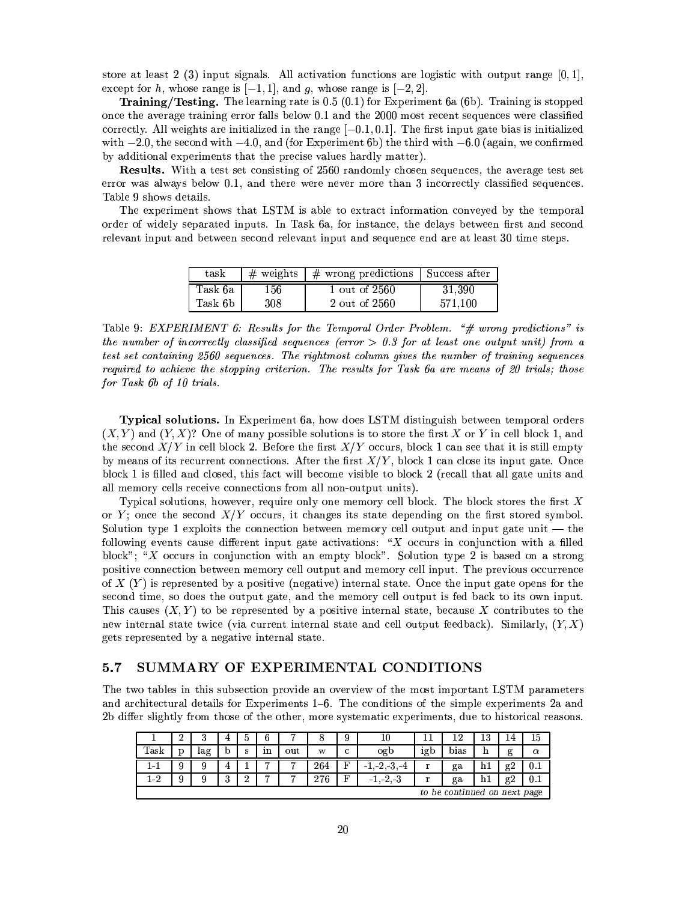store at least 2 (3) input signals. All activation functions are logistic with output range $[0, 1]$, except for $h$, whose range is $[-1, 1]$, and $g$, whose range is $[-2, 2]$.

**Training/Testing.** The learning rate is 0.5 (0.1) for Experiment 6a (6b). Training is stopped once the average training error falls below 0.1 and the 2000 most recent sequences were classified correctly. All weights are initialized in the range $[-0.1, 0.1]$. The first input gate bias is initialized with $-2.0$, the second with $-4.0$, and (for Experiment 6b) the third with $-6.0$ (again, we confirmed by additional experiments that the precise values hardly matter).

**Results.** With a test set consisting of 2560 randomly chosen sequences, the average test set error was always below 0.1, and there were never more than 3 incorrectly classified sequences. Table 9 shows details.

The experiment shows that LSTM is able to extract information conveyed by the temporal order of widely separated inputs. In Task 6a, for instance, the delays between first and second relevant input and between second relevant input and sequence end are at least 30 time steps.

| task | # weights | # wrong predictions | Success after |
|---|---|---|---|
| Task 6a | 156 | 1 out of 2560 | 31,390 |
| Task 6b | 308 | 2 out of 2560 | 571,100 |

Table 9: *EXPERIMENT 6: Results for the Temporal Order Problem. "# wrong predictions" is the number of incorrectly classified sequences (error > 0.3 for at least one output unit) from a test set containing 2560 sequences. The rightmost column gives the number of training sequences required to achieve the stopping criterion. The results for Task 6a are means of 20 trials; those for Task 6b of 10 trials.*

**Typical solutions.** In Experiment 6a, how does LSTM distinguish between temporal orders $(X, Y)$ and $(Y, X)$? One of many possible solutions is to store the first $X$ or $Y$ in cell block 1, and the second $X/Y$ in cell block 2. Before the first $X/Y$ occurs, block 1 can see that it is still empty by means of its recurrent connections. After the first $X/Y$, block 1 can close its input gate. Once block 1 is filled and closed, this fact will become visible to block 2 (recall that all gate units and all memory cells receive connections from all non-output units).

Typical solutions, however, require only one memory cell block. The block stores the first $X$ or $Y$; once the second $X/Y$ occurs, it changes its state depending on the first stored symbol. Solution type 1 exploits the connection between memory cell output and input gate unit — the following events cause different input gate activations: "$X$ occurs in conjunction with a filled block"; "$X$ occurs in conjunction with an empty block". Solution type 2 is based on a strong positive connection between memory cell output and memory cell input. The previous occurrence of $X$ ($Y$) is represented by a positive (negative) internal state. Once the input gate opens for the second time, so does the output gate, and the memory cell output is fed back to its own input. This causes $(X, Y)$ to be represented by a positive internal state, because $X$ contributes to the new internal state twice (via current internal state and cell output feedback). Similarly, $(Y, X)$ gets represented by a negative internal state.

## 5.7 SUMMARY OF EXPERIMENTAL CONDITIONS

The two tables in this subsection provide an overview of the most important LSTM parameters and architectural details for Experiments 1–6. The conditions of the simple experiments 2a and 2b differ slightly from those of the other, more systematic experiments, due to historical reasons.

| 1 | 2 | 3 | 4 | 5 | 6 | 7 | 8 | 9 | 10 | 11 | 12 | 13 | 14 | 15 |
|---|---|---|---|---|---|---|---|---|---|---|---|---|---|---|
| Task | p | lag | b | s | in | out | w | c | ogb | igb | bias | h | g | $\alpha$ |
| 1-1 | 9 | 9 | 4 | 1 | 7 | 7 | 264 | F | -1,-2,-3,-4 | r | ga | h1 | g2 | 0.1 |
| 1-2 | 9 | 9 | 3 | 2 | 7 | 7 | 276 | F | -1,-2,-3 | r | ga | h1 | g2 | 0.1 |
| *to be continued on next page* | | | | | | | | | | | | | | |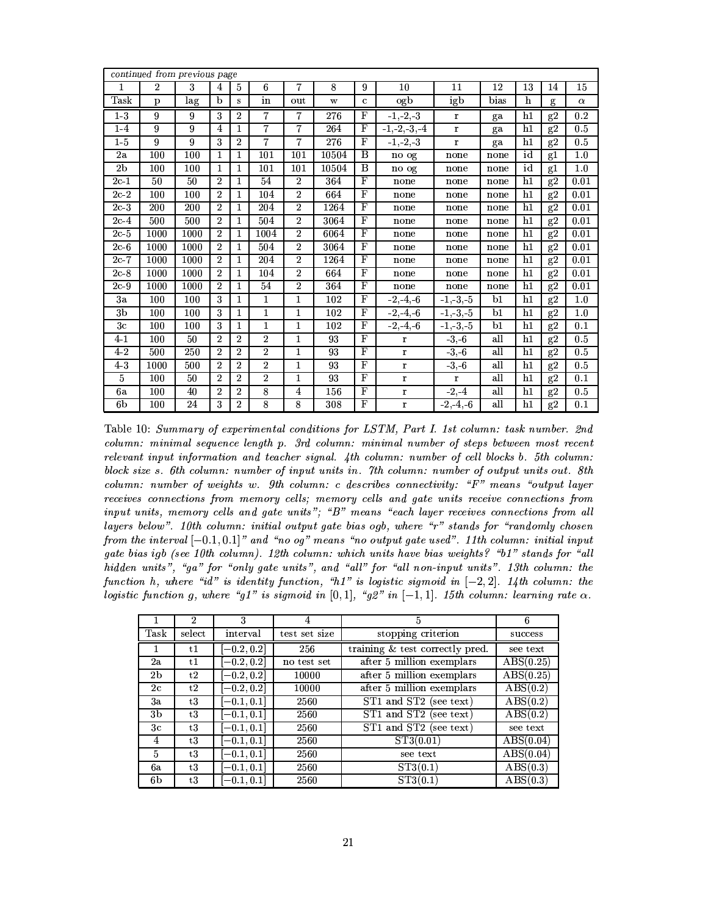| *continued from previous page* | | | | | | | | | | | | | | |
|---|---|---|---|---|---|---|---|---|---|---|---|---|---|---|
| 1 | 2 | 3 | 4 | 5 | 6 | 7 | 8 | 9 | 10 | 11 | 12 | 13 | 14 | 15 |
| Task | p | lag | b | s | in | out | w | c | ogb | igb | bias | h | g | $\alpha$ |
| 1-3 | 9 | 9 | 3 | 2 | 7 | 7 | 276 | F | -1,-2,-3 | r | ga | h1 | g2 | 0.2 |
| 1-4 | 9 | 9 | 4 | 1 | 7 | 7 | 264 | F | -1,-2,-3,-4 | r | ga | h1 | g2 | 0.5 |
| 1-5 | 9 | 9 | 3 | 2 | 7 | 7 | 276 | F | -1,-2,-3 | r | ga | h1 | g2 | 0.5 |
| 2a | 100 | 100 | 1 | 1 | 101 | 101 | 10504 | B | no og | none | none | id | g1 | 1.0 |
| 2b | 100 | 100 | 1 | 1 | 101 | 101 | 10504 | B | no og | none | none | id | g1 | 1.0 |
| 2c-1 | 50 | 50 | 2 | 1 | 54 | 2 | 364 | F | none | none | none | h1 | g2 | 0.01 |
| 2c-2 | 100 | 100 | 2 | 1 | 104 | 2 | 664 | F | none | none | none | h1 | g2 | 0.01 |
| 2c-3 | 200 | 200 | 2 | 1 | 204 | 2 | 1264 | F | none | none | none | h1 | g2 | 0.01 |
| 2c-4 | 500 | 500 | 2 | 1 | 504 | 2 | 3064 | F | none | none | none | h1 | g2 | 0.01 |
| 2c-5 | 1000 | 1000 | 2 | 1 | 1004 | 2 | 6064 | F | none | none | none | h1 | g2 | 0.01 |
| 2c-6 | 1000 | 1000 | 2 | 1 | 504 | 2 | 3064 | F | none | none | none | h1 | g2 | 0.01 |
| 2c-7 | 1000 | 1000 | 2 | 1 | 204 | 2 | 1264 | F | none | none | none | h1 | g2 | 0.01 |
| 2c-8 | 1000 | 1000 | 2 | 1 | 104 | 2 | 664 | F | none | none | none | h1 | g2 | 0.01 |
| 2c-9 | 1000 | 1000 | 2 | 1 | 54 | 2 | 364 | F | none | none | none | h1 | g2 | 0.01 |
| 3a | 100 | 100 | 3 | 1 | 1 | 1 | 102 | F | -2,-4,-6 | -1,-3,-5 | b1 | h1 | g2 | 1.0 |
| 3b | 100 | 100 | 3 | 1 | 1 | 1 | 102 | F | -2,-4,-6 | -1,-3,-5 | b1 | h1 | g2 | 1.0 |
| 3c | 100 | 100 | 3 | 1 | 1 | 1 | 102 | F | -2,-4,-6 | -1,-3,-5 | b1 | h1 | g2 | 0.1 |
| 4-1 | 100 | 50 | 2 | 2 | 2 | 1 | 93 | F | r | -3,-6 | all | h1 | g2 | 0.5 |
| 4-2 | 500 | 250 | 2 | 2 | 2 | 1 | 93 | F | r | -3,-6 | all | h1 | g2 | 0.5 |
| 4-3 | 1000 | 500 | 2 | 2 | 2 | 1 | 93 | F | r | -3,-6 | all | h1 | g2 | 0.5 |
| 5 | 100 | 50 | 2 | 2 | 2 | 1 | 93 | F | r | r | all | h1 | g2 | 0.1 |
| 6a | 100 | 40 | 2 | 2 | 8 | 4 | 156 | F | r | -2,-4 | all | h1 | g2 | 0.5 |
| 6b | 100 | 24 | 3 | 2 | 8 | 8 | 308 | F | r | -2,-4,-6 | all | h1 | g2 | 0.1 |

Table 10: *Summary of experimental conditions for LSTM, Part I. 1st column: task number. 2nd column: minimal sequence length p. 3rd column: minimal number of steps between most recent relevant input information and teacher signal. 4th column: number of cell blocks b. 5th column: block size s. 6th column: number of input units in. 7th column: number of output units out. 8th column: number of weights w. 9th column: c describes connectivity: "F" means "output layer receives connections from memory cells; memory cells and gate units receive connections from input units, memory cells and gate units"; "B" means "each layer receives connections from all layers below". 10th column: initial output gate bias ogb, where "r" stands for "randomly chosen from the interval $[-0.1, 0.1]$" and "no og" means "no output gate used". 11th column: initial input gate bias igb (see 10th column). 12th column: which units have bias weights? "b1" stands for "all hidden units", "ga" for "only gate units", and "all" for "all non-input units". 13th column: the function h, where "id" is identity function, "h1" is logistic sigmoid in $[-2, 2]$. 14th column: the logistic function g, where "g1" is sigmoid in $[0, 1]$, "g2" in $[-1, 1]$. 15th column: learning rate $\alpha$.*

| 1 | 2 | 3 | 4 | 5 | 6 |
|---|---|---|---|---|---|
| Task | select | interval | test set size | stopping criterion | success |
| 1 | t1 | $[-0.2, 0.2]$ | 256 | training & test correctly pred. | see text |
| 2a | t1 | $[-0.2, 0.2]$ | no test set | after 5 million exemplars | ABS(0.25) |
| 2b | t2 | $[-0.2, 0.2]$ | 10000 | after 5 million exemplars | ABS(0.25) |
| 2c | t2 | $[-0.2, 0.2]$ | 10000 | after 5 million exemplars | ABS(0.2) |
| 3a | t3 | $[-0.1, 0.1]$ | 2560 | ST1 and ST2 (see text) | ABS(0.2) |
| 3b | t3 | $[-0.1, 0.1]$ | 2560 | ST1 and ST2 (see text) | ABS(0.2) |
| 3c | t3 | $[-0.1, 0.1]$ | 2560 | ST1 and ST2 (see text) | see text |
| 4 | t3 | $[-0.1, 0.1]$ | 2560 | ST3(0.01) | ABS(0.04) |
| 5 | t3 | $[-0.1, 0.1]$ | 2560 | see text | ABS(0.04) |
| 6a | t3 | $[-0.1, 0.1]$ | 2560 | ST3(0.1) | ABS(0.3) |
| 6b | t3 | $[-0.1, 0.1]$ | 2560 | ST3(0.1) | ABS(0.3) |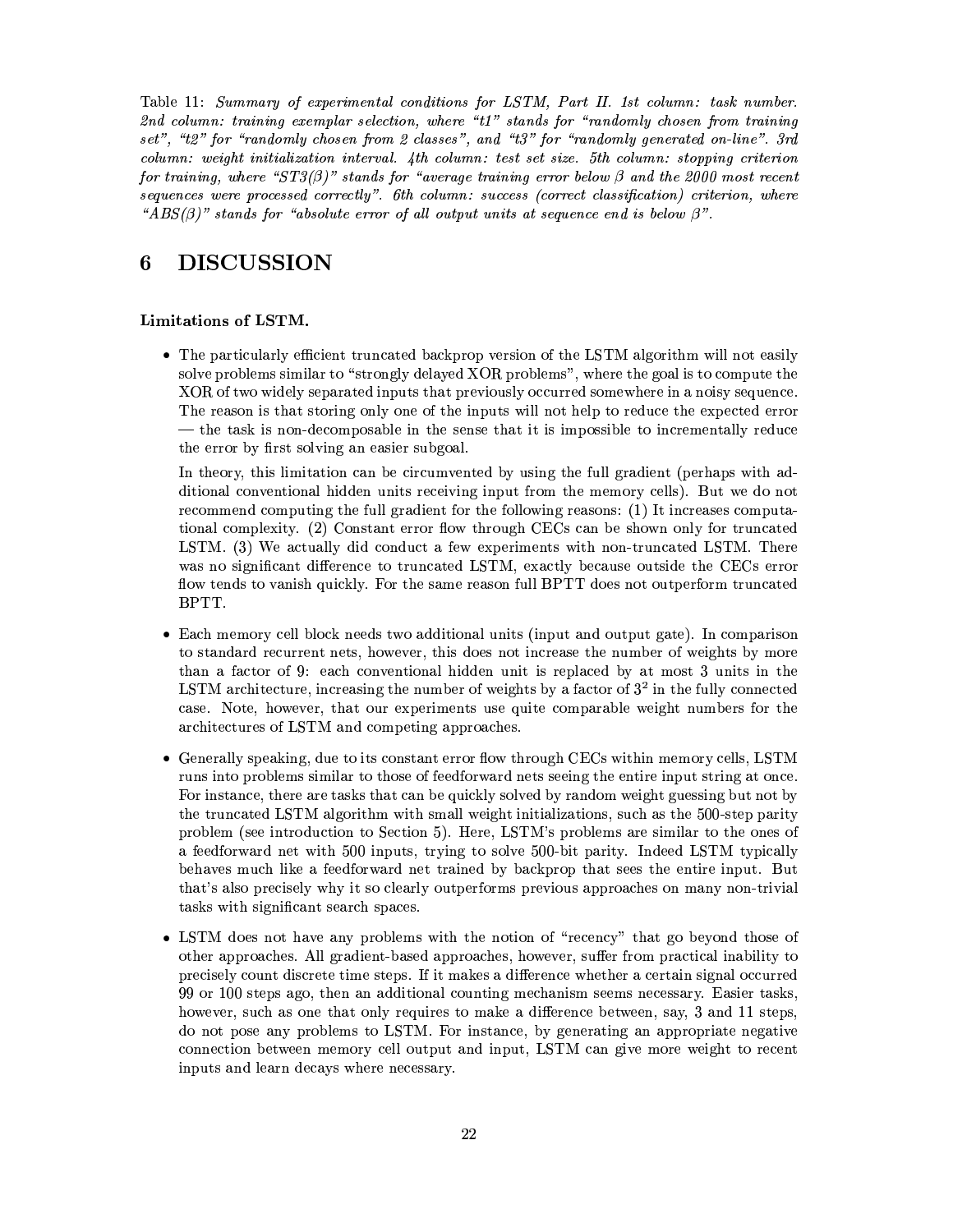Table 11: *Summary of experimental conditions for LSTM, Part II. 1st column: task number. 2nd column: training exemplar selection, where "t1" stands for "randomly chosen from training set", "t2" for "randomly chosen from 2 classes", and "t3" for "randomly generated on-line". 3rd column: weight initialization interval. 4th column: test set size. 5th column: stopping criterion for training, where "ST3($\beta$)" stands for "average training error below $\beta$ and the 2000 most recent sequences were processed correctly". 6th column: success (correct classification) criterion, where "ABS($\beta$)" stands for "absolute error of all output units at sequence end is below $\beta$".*

# 6 DISCUSSION

**Limitations of LSTM.**

- The particularly efficient truncated backprop version of the LSTM algorithm will not easily solve problems similar to "strongly delayed XOR problems", where the goal is to compute the XOR of two widely separated inputs that previously occurred somewhere in a noisy sequence. The reason is that storing only one of the inputs will not help to reduce the expected error — the task is non-decomposable in the sense that it is impossible to incrementally reduce the error by first solving an easier subgoal.

  In theory, this limitation can be circumvented by using the full gradient (perhaps with additional conventional hidden units receiving input from the memory cells). But we do not recommend computing the full gradient for the following reasons: (1) It increases computational complexity. (2) Constant error flow through CECs can be shown only for truncated LSTM. (3) We actually did conduct a few experiments with non-truncated LSTM. There was no significant difference to truncated LSTM, exactly because outside the CECs error flow tends to vanish quickly. For the same reason full BPTT does not outperform truncated BPTT.

- Each memory cell block needs two additional units (input and output gate). In comparison to standard recurrent nets, however, this does not increase the number of weights by more than a factor of 9: each conventional hidden unit is replaced by at most 3 units in the LSTM architecture, increasing the number of weights by a factor of $3^2$ in the fully connected case. Note, however, that our experiments use quite comparable weight numbers for the architectures of LSTM and competing approaches.

- Generally speaking, due to its constant error flow through CECs within memory cells, LSTM runs into problems similar to those of feedforward nets seeing the entire input string at once. For instance, there are tasks that can be quickly solved by random weight guessing but not by the truncated LSTM algorithm with small weight initializations, such as the 500-step parity problem (see introduction to Section 5). Here, LSTM's problems are similar to the ones of a feedforward net with 500 inputs, trying to solve 500-bit parity. Indeed LSTM typically behaves much like a feedforward net trained by backprop that sees the entire input. But that's also precisely why it so clearly outperforms previous approaches on many non-trivial tasks with significant search spaces.

- LSTM does not have any problems with the notion of "recency" that go beyond those of other approaches. All gradient-based approaches, however, suffer from practical inability to precisely count discrete time steps. If it makes a difference whether a certain signal occurred 99 or 100 steps ago, then an additional counting mechanism seems necessary. Easier tasks, however, such as one that only requires to make a difference between, say, 3 and 11 steps, do not pose any problems to LSTM. For instance, by generating an appropriate negative connection between memory cell output and input, LSTM can give more weight to recent inputs and learn decays where necessary.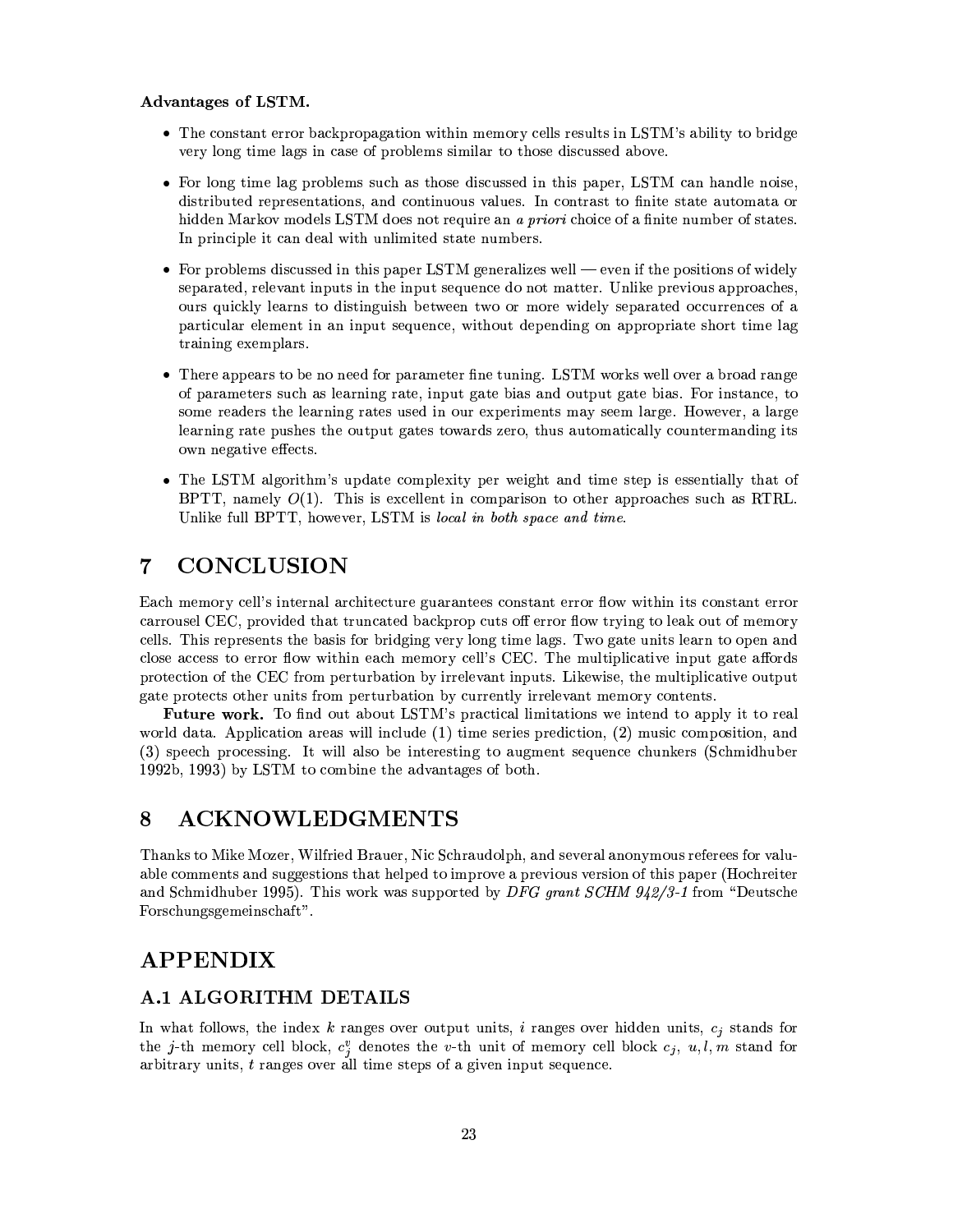**Advantages of LSTM.**

- The constant error backpropagation within memory cells results in LSTM's ability to bridge very long time lags in case of problems similar to those discussed above.

- For long time lag problems such as those discussed in this paper, LSTM can handle noise, distributed representations, and continuous values. In contrast to finite state automata or hidden Markov models LSTM does not require an *a priori* choice of a finite number of states. In principle it can deal with unlimited state numbers.

- For problems discussed in this paper LSTM generalizes well — even if the positions of widely separated, relevant inputs in the input sequence do not matter. Unlike previous approaches, ours quickly learns to distinguish between two or more widely separated occurrences of a particular element in an input sequence, without depending on appropriate short time lag training exemplars.

- There appears to be no need for parameter fine tuning. LSTM works well over a broad range of parameters such as learning rate, input gate bias and output gate bias. For instance, to some readers the learning rates used in our experiments may seem large. However, a large learning rate pushes the output gates towards zero, thus automatically countermanding its own negative effects.

- The LSTM algorithm's update complexity per weight and time step is essentially that of BPTT, namely $O(1)$. This is excellent in comparison to other approaches such as RTRL. Unlike full BPTT, however, LSTM is *local in both space and time*.

# 7 CONCLUSION

Each memory cell's internal architecture guarantees constant error flow within its constant error carrousel CEC, provided that truncated backprop cuts off error flow trying to leak out of memory cells. This represents the basis for bridging very long time lags. Two gate units learn to open and close access to error flow within each memory cell's CEC. The multiplicative input gate affords protection of the CEC from perturbation by irrelevant inputs. Likewise, the multiplicative output gate protects other units from perturbation by currently irrelevant memory contents.

**Future work.** To find out about LSTM's practical limitations we intend to apply it to real world data. Application areas will include (1) time series prediction, (2) music composition, and (3) speech processing. It will also be interesting to augment sequence chunkers (Schmidhuber 1992b, 1993) by LSTM to combine the advantages of both.

# 8 ACKNOWLEDGMENTS

Thanks to Mike Mozer, Wilfried Brauer, Nic Schraudolph, and several anonymous referees for valuable comments and suggestions that helped to improve a previous version of this paper (Hochreiter and Schmidhuber 1995). This work was supported by *DFG grant SCHM 942/3-1* from "Deutsche Forschungsgemeinschaft".

# APPENDIX

## A.1 ALGORITHM DETAILS

In what follows, the index $k$ ranges over output units, $i$ ranges over hidden units, $c_j$ stands for the $j$-th memory cell block, $c_j^v$ denotes the $v$-th unit of memory cell block $c_j$, $u, l, m$ stand for arbitrary units, $t$ ranges over all time steps of a given input sequence.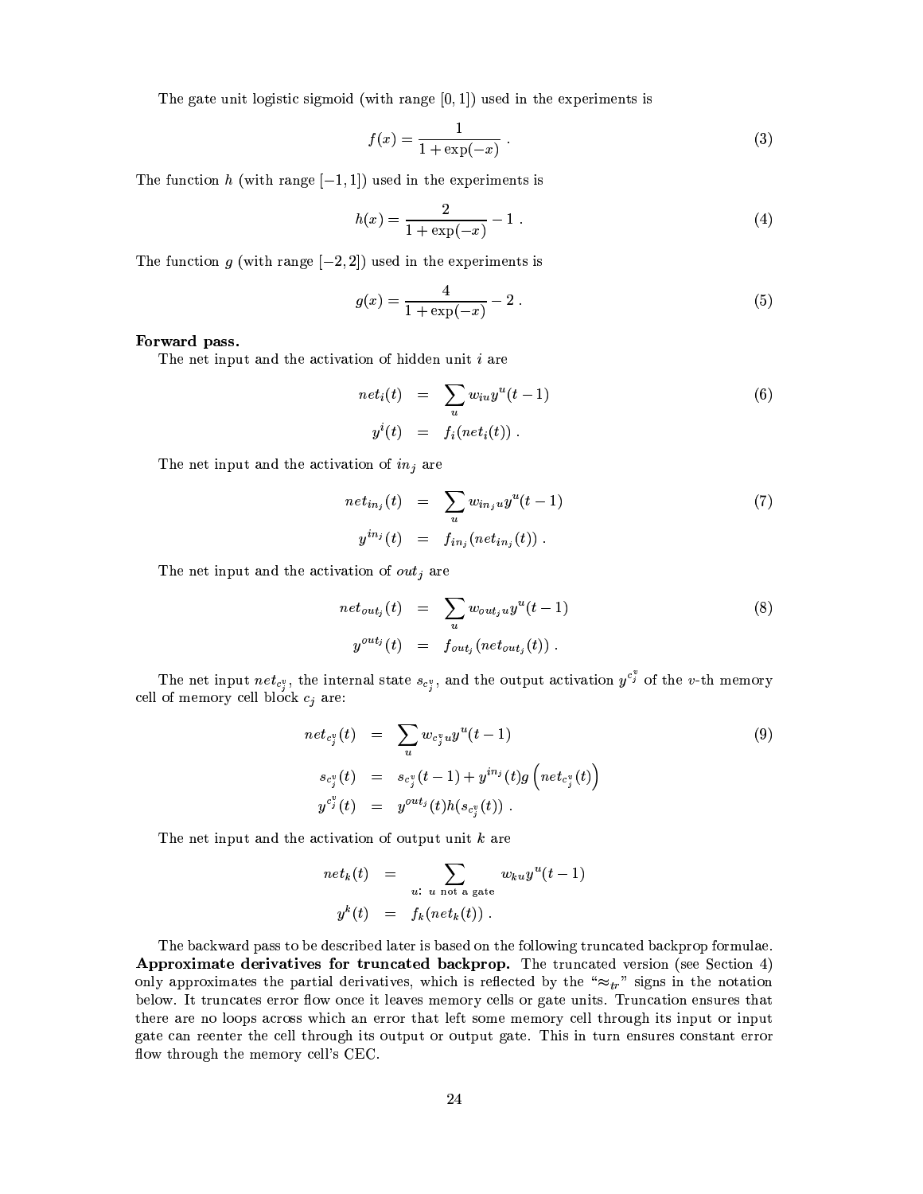The gate unit logistic sigmoid (with range $[0, 1]$) used in the experiments is

$$f(x) = \frac{1}{1 + \exp(-x)} \ . \tag{3}$$

The function $h$ (with range $[-1, 1]$) used in the experiments is

$$h(x) = \frac{2}{1 + \exp(-x)} - 1 \ . \tag{4}$$

The function $g$ (with range $[-2, 2]$) used in the experiments is

$$g(x) = \frac{4}{1 + \exp(-x)} - 2 \ . \tag{5}$$

**Forward pass.**

The net input and the activation of hidden unit $i$ are

$$\begin{aligned} net_i(t) &= \sum_u w_{iu} y^u(t-1) \\ y^i(t) &= f_i(net_i(t)) \ . \end{aligned} \tag{6}$$

The net input and the activation of $in_j$ are

$$\begin{aligned} net_{in_j}(t) &= \sum_u w_{in_j u} y^u(t-1) \\ y^{in_j}(t) &= f_{in_j}(net_{in_j}(t)) \ . \end{aligned} \tag{7}$$

The net input and the activation of $out_j$ are

$$\begin{aligned} net_{out_j}(t) &= \sum_u w_{out_j u} y^u(t-1) \\ y^{out_j}(t) &= f_{out_j}(net_{out_j}(t)) \ . \end{aligned} \tag{8}$$

The net input $net_{c_j^v}$, the internal state $s_{c_j^v}$, and the output activation $y^{c_j^v}$ of the $v$-th memory cell of memory cell block $c_j$ are:

$$\begin{aligned} net_{c_j^v}(t) &= \sum_u w_{c_j^v u} y^u(t-1) \\ s_{c_j^v}(t) &= s_{c_j^v}(t-1) + y^{in_j}(t) g\left(net_{c_j^v}(t)\right) \\ y^{c_j^v}(t) &= y^{out_j}(t) h(s_{c_j^v}(t)) \ . \end{aligned} \tag{9}$$

The net input and the activation of output unit $k$ are

$$\begin{aligned} net_k(t) &= \sum_{u: \ u \text{ not a gate}} w_{ku} y^u(t-1) \\ y^k(t) &= f_k(net_k(t)) \ . \end{aligned}$$

The backward pass to be described later is based on the following truncated backprop formulae. **Approximate derivatives for truncated backprop.** The truncated version (see Section 4) only approximates the partial derivatives, which is reflected by the "$\approx_{tr}$" signs in the notation below. It truncates error flow once it leaves memory cells or gate units. Truncation ensures that there are no loops across which an error that left some memory cell through its input or input gate can reenter the cell through its output or output gate. This in turn ensures constant error flow through the memory cell's CEC.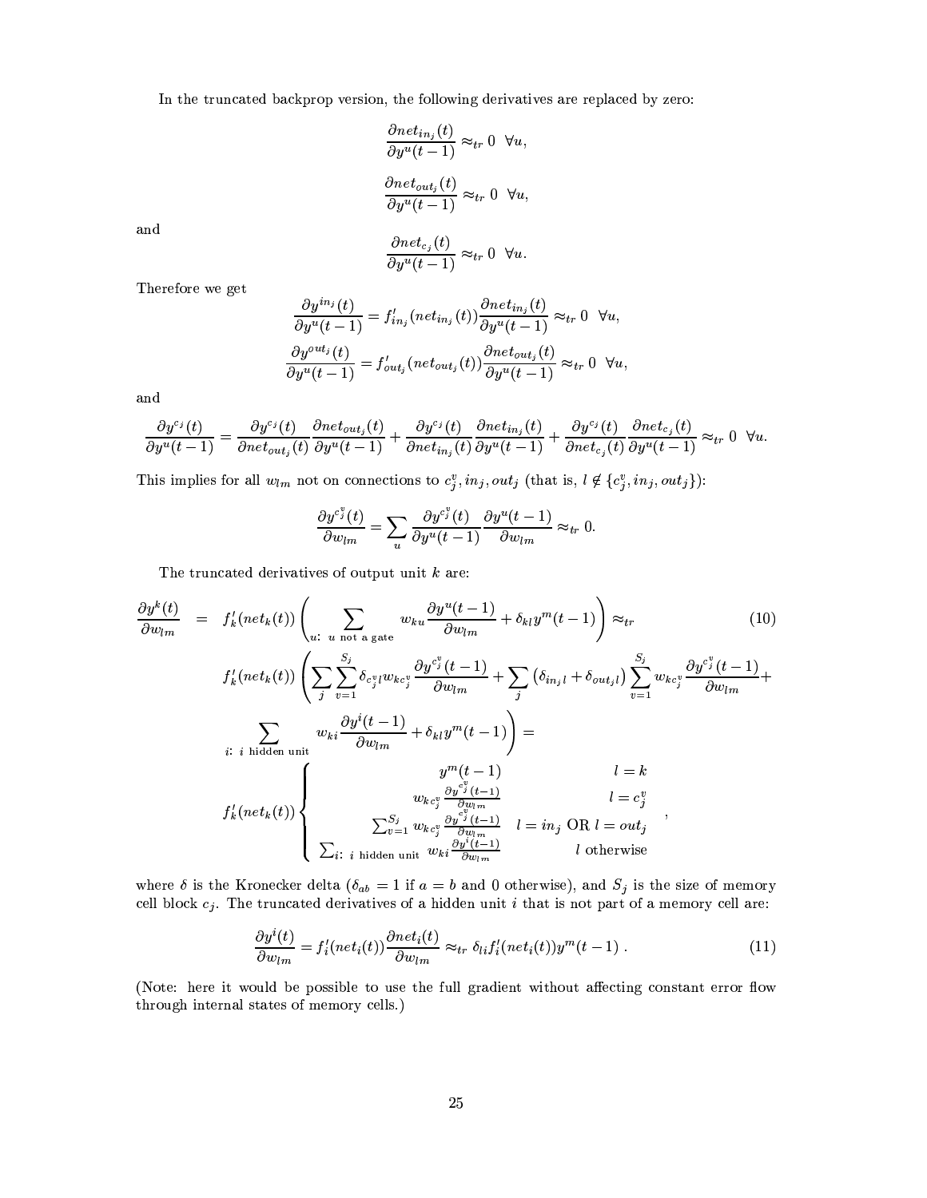In the truncated backprop version, the following derivatives are replaced by zero:

$$\frac{\partial net_{in_j}(t)}{\partial y^u(t-1)} \approx_{tr} 0 \;\; \forall u,$$

$$\frac{\partial net_{out_j}(t)}{\partial y^u(t-1)} \approx_{tr} 0 \;\; \forall u,$$

and

$$\frac{\partial net_{c_j}(t)}{\partial y^u(t-1)} \approx_{tr} 0 \;\; \forall u.$$

Therefore we get

$$\frac{\partial y^{in_j}(t)}{\partial y^u(t-1)} = f'_{in_j}(net_{in_j}(t)) \frac{\partial net_{in_j}(t)}{\partial y^u(t-1)} \approx_{tr} 0 \;\; \forall u,$$

$$\frac{\partial y^{out_j}(t)}{\partial y^u(t-1)} = f'_{out_j}(net_{out_j}(t)) \frac{\partial net_{out_j}(t)}{\partial y^u(t-1)} \approx_{tr} 0 \;\; \forall u,$$

and

$$\frac{\partial y^{c_j}(t)}{\partial y^u(t-1)} = \frac{\partial y^{c_j}(t)}{\partial net_{out_j}(t)} \frac{\partial net_{out_j}(t)}{\partial y^u(t-1)} + \frac{\partial y^{c_j}(t)}{\partial net_{in_j}(t)} \frac{\partial net_{in_j}(t)}{\partial y^u(t-1)} + \frac{\partial y^{c_j}(t)}{\partial net_{c_j}(t)} \frac{\partial net_{c_j}(t)}{\partial y^u(t-1)} \approx_{tr} 0 \;\; \forall u.$$

This implies for all $w_{lm}$ not on connections to $c_j^v, in_j, out_j$ (that is, $l \notin \{c_j^v, in_j, out_j\}$):

$$\frac{\partial y^{c_j^v}(t)}{\partial w_{lm}} = \sum_u \frac{\partial y^{c_j^v}(t)}{\partial y^u(t-1)} \frac{\partial y^u(t-1)}{\partial w_{lm}} \approx_{tr} 0.$$

The truncated derivatives of output unit $k$ are:

$$\begin{aligned}
\frac{\partial y^k(t)}{\partial w_{lm}} \;&=\; f'_k(net_k(t)) \left( \sum_{u:\; u \text{ not a gate}} w_{ku} \frac{\partial y^u(t-1)}{\partial w_{lm}} + \delta_{kl} y^m(t-1) \right) \approx_{tr} \qquad (10) \\
& f'_k(net_k(t)) \left( \sum_j \sum_{v=1}^{S_j} \delta_{c_j^v l} w_{k c_j^v} \frac{\partial y^{c_j^v}(t-1)}{\partial w_{lm}} + \sum_j \left( \delta_{in_j l} + \delta_{out_j l} \right) \sum_{v=1}^{S_j} w_{k c_j^v} \frac{\partial y^{c_j^v}(t-1)}{\partial w_{lm}} + \right. \\
& \left. \sum_{i:\; i \text{ hidden unit}} w_{ki} \frac{\partial y^i(t-1)}{\partial w_{lm}} + \delta_{kl} y^m(t-1) \right) = \\
& f'_k(net_k(t)) \begin{cases} y^m(t-1) & l = k \\ w_{k c_j^v} \frac{\partial y^{c_j^v}(t-1)}{\partial w_{lm}} & l = c_j^v \\ \sum_{v=1}^{S_j} w_{k c_j^v} \frac{\partial y^{c_j^v}(t-1)}{\partial w_{lm}} & l = in_j \text{ OR } l = out_j \\ \sum_{i:\; i \text{ hidden unit}} w_{ki} \frac{\partial y^i(t-1)}{\partial w_{lm}} & l \text{ otherwise} \end{cases} ,
\end{aligned}$$

where $\delta$ is the Kronecker delta ($\delta_{ab} = 1$ if $a = b$ and 0 otherwise), and $S_j$ is the size of memory cell block $c_j$. The truncated derivatives of a hidden unit $i$ that is not part of a memory cell are:

$$\frac{\partial y^i(t)}{\partial w_{lm}} = f'_i(net_i(t)) \frac{\partial net_i(t)}{\partial w_{lm}} \approx_{tr} \delta_{li} f'_i(net_i(t)) y^m(t-1) \,. \qquad (11)$$

(Note: here it would be possible to use the full gradient without affecting constant error flow through internal states of memory cells.)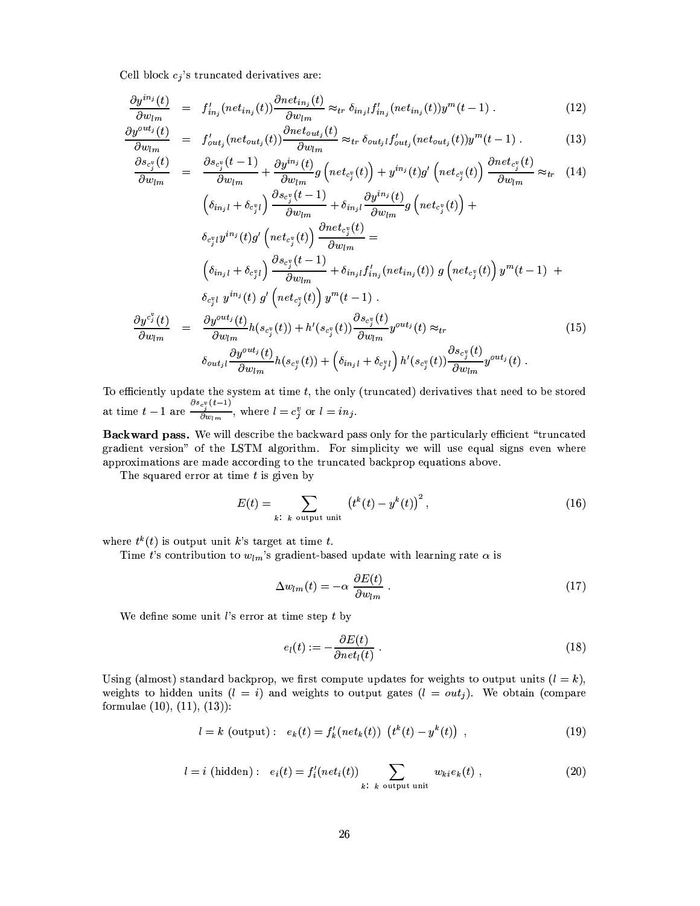Cell block $c_j$'s truncated derivatives are:

$$
\frac{\partial y^{in_j}(t)}{\partial w_{lm}} = f'_{in_j}(net_{in_j}(t)) \frac{\partial net_{in_j}(t)}{\partial w_{lm}} \approx_{tr} \delta_{in_j l} f'_{in_j}(net_{in_j}(t)) y^m(t-1) . \tag{12}
$$

$$
\frac{\partial y^{out_j}(t)}{\partial w_{lm}} = f'_{out_j}(net_{out_j}(t)) \frac{\partial net_{out_j}(t)}{\partial w_{lm}} \approx_{tr} \delta_{out_j l} f'_{out_j}(net_{out_j}(t)) y^m(t-1) . \tag{13}
$$

$$
\begin{aligned}
\frac{\partial s_{c_j^v}(t)}{\partial w_{lm}} &= \frac{\partial s_{c_j^v}(t-1)}{\partial w_{lm}} + \frac{\partial y^{in_j}(t)}{\partial w_{lm}} g\left(net_{c_j^v}(t)\right) + y^{in_j}(t) g'\left(net_{c_j^v}(t)\right) \frac{\partial net_{c_j^v}(t)}{\partial w_{lm}} \approx_{tr} \\
&\left(\delta_{in_j l} + \delta_{c_j^v l}\right) \frac{\partial s_{c_j^v}(t-1)}{\partial w_{lm}} + \delta_{in_j l} \frac{\partial y^{in_j}(t)}{\partial w_{lm}} g\left(net_{c_j^v}(t)\right) + \\
&\delta_{c_j^v l} y^{in_j}(t) g'\left(net_{c_j^v}(t)\right) \frac{\partial net_{c_j^v}(t)}{\partial w_{lm}} = \\
&\left(\delta_{in_j l} + \delta_{c_j^v l}\right) \frac{\partial s_{c_j^v}(t-1)}{\partial w_{lm}} + \delta_{in_j l} f'_{in_j}(net_{in_j}(t)) \; g\left(net_{c_j^v}(t)\right) y^m(t-1) \; + \\
&\delta_{c_j^v l} \; y^{in_j}(t) \; g'\left(net_{c_j^v}(t)\right) y^m(t-1) .
\end{aligned} \tag{14}
$$

$$
\begin{aligned}
\frac{\partial y^{c_j^v}(t)}{\partial w_{lm}} &= \frac{\partial y^{out_j}(t)}{\partial w_{lm}} h(s_{c_j^v}(t)) + h'(s_{c_j^v}(t)) \frac{\partial s_{c_j^v}(t)}{\partial w_{lm}} y^{out_j}(t) \approx_{tr} \\
&\delta_{out_j l} \frac{\partial y^{out_j}(t)}{\partial w_{lm}} h(s_{c_j^v}(t)) + \left(\delta_{in_j l} + \delta_{c_j^v l}\right) h'(s_{c_j^v}(t)) \frac{\partial s_{c_j^v}(t)}{\partial w_{lm}} y^{out_j}(t) .
\end{aligned} \tag{15}
$$

To efficiently update the system at time $t$, the only (truncated) derivatives that need to be stored at time $t-1$ are $\frac{\partial s_{c_j^v}(t-1)}{\partial w_{lm}}$, where $l = c_j^v$ or $l = in_j$.

**Backward pass.** We will describe the backward pass only for the particularly efficient "truncated gradient version" of the LSTM algorithm. For simplicity we will use equal signs even where approximations are made according to the truncated backprop equations above.

The squared error at time $t$ is given by

$$
E(t) = \sum_{k:\ k \text{ output unit}} \left(t^k(t) - y^k(t)\right)^2 , \tag{16}
$$

where $t^k(t)$ is output unit $k$'s target at time $t$.

Time $t$'s contribution to $w_{lm}$'s gradient-based update with learning rate $\alpha$ is

$$
\Delta w_{lm}(t) = -\alpha \; \frac{\partial E(t)}{\partial w_{lm}} . \tag{17}
$$

We define some unit $l$'s error at time step $t$ by

$$
e_l(t) := -\frac{\partial E(t)}{\partial net_l(t)} . \tag{18}
$$

Using (almost) standard backprop, we first compute updates for weights to output units ($l = k$), weights to hidden units ($l = i$) and weights to output gates ($l = out_j$). We obtain (compare formulae (10), (11), (13)):

$$
l = k \text{ (output)}: \quad e_k(t) = f'_k(net_k(t)) \; \left(t^k(t) - y^k(t)\right) , \tag{19}
$$

$$
l = i \text{ (hidden)}: \quad e_i(t) = f'_i(net_i(t)) \sum_{k:\ k \text{ output unit}} w_{ki} e_k(t) , \tag{20}
$$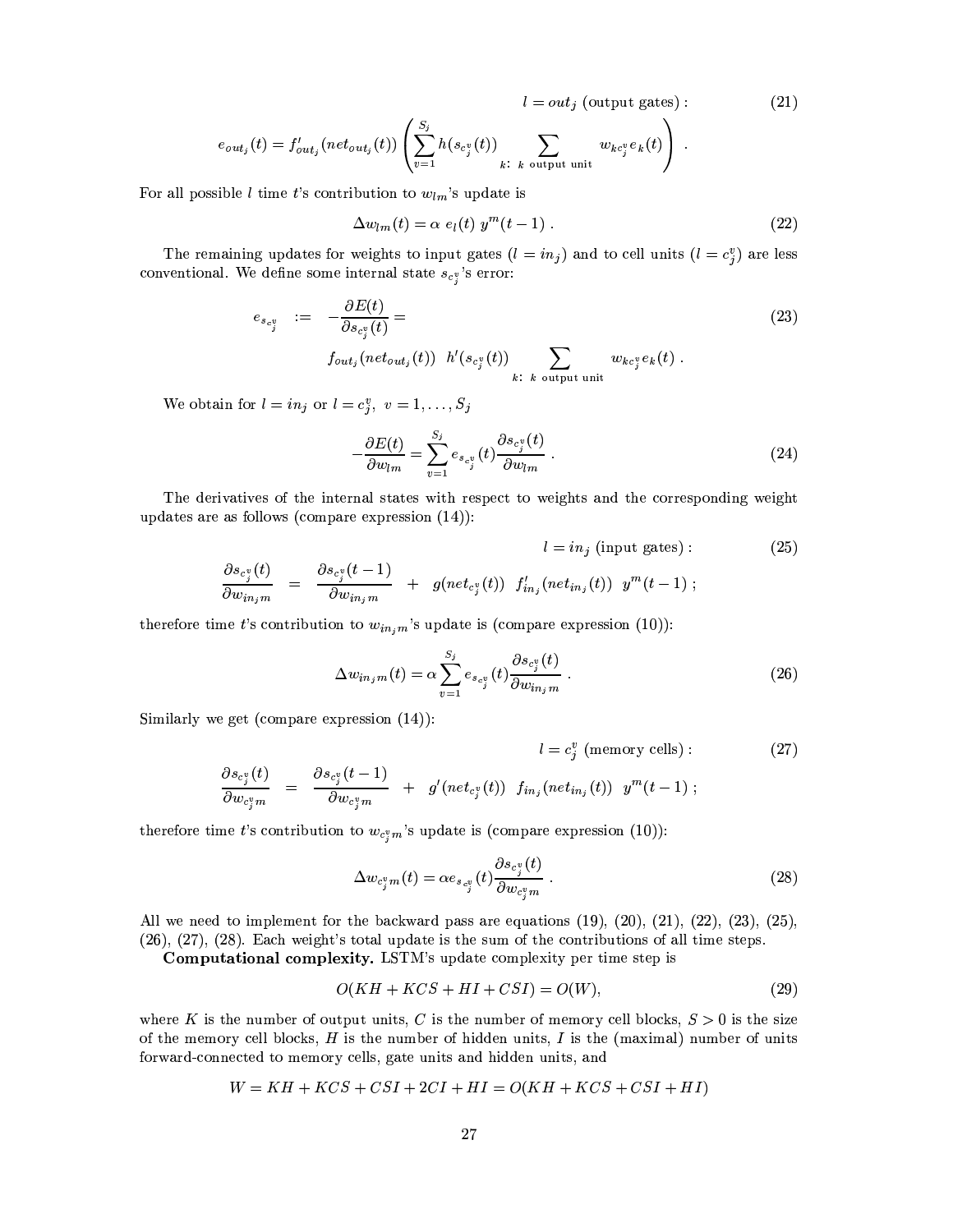$$l = out_j \text{ (output gates)}: \tag{21}$$

$$e_{out_j}(t) = f'_{out_j}(net_{out_j}(t)) \left( \sum_{v=1}^{S_j} h(s_{c_j^v}(t)) \sum_{k:\ k \text{ output unit}} w_{kc_j^v} e_k(t) \right) .$$

For all possible $l$ time $t$'s contribution to $w_{lm}$'s update is

$$\Delta w_{lm}(t) = \alpha \ e_l(t) \ y^m(t-1) . \tag{22}$$

The remaining updates for weights to input gates ($l = in_j$) and to cell units ($l = c_j^v$) are less conventional. We define some internal state $s_{c_j^v}$'s error:

$$\begin{aligned} e_{s_{c_j^v}} \quad &:= \quad - \frac{\partial E(t)}{\partial s_{c_j^v}(t)} = \\ & f_{out_j}(net_{out_j}(t)) \ \ h'(s_{c_j^v}(t)) \sum_{k:\ k \text{ output unit}} w_{kc_j^v} e_k(t) . \end{aligned} \tag{23}$$

We obtain for $l = in_j$ or $l = c_j^v, \ v = 1, \ldots, S_j$

$$- \frac{\partial E(t)}{\partial w_{lm}} = \sum_{v=1}^{S_j} e_{s_{c_j^v}}(t) \frac{\partial s_{c_j^v}(t)}{\partial w_{lm}} . \tag{24}$$

The derivatives of the internal states with respect to weights and the corresponding weight updates are as follows (compare expression (14)):

$$l = in_j \text{ (input gates)}: \tag{25}$$

$$\frac{\partial s_{c_j^v}(t)}{\partial w_{in_j m}} = \frac{\partial s_{c_j^v}(t-1)}{\partial w_{in_j m}} + g(net_{c_j^v}(t)) \ \ f'_{in_j}(net_{in_j}(t)) \ \ y^m(t-1) ;$$

therefore time $t$'s contribution to $w_{in_j m}$'s update is (compare expression (10)):

$$\Delta w_{in_j m}(t) = \alpha \sum_{v=1}^{S_j} e_{s_{c_j^v}}(t) \frac{\partial s_{c_j^v}(t)}{\partial w_{in_j m}} . \tag{26}$$

Similarly we get (compare expression (14)):

$$l = c_j^v \text{ (memory cells)}: \tag{27}$$

$$\frac{\partial s_{c_j^v}(t)}{\partial w_{c_j^v m}} = \frac{\partial s_{c_j^v}(t-1)}{\partial w_{c_j^v m}} + g'(net_{c_j^v}(t)) \ \ f_{in_j}(net_{in_j}(t)) \ \ y^m(t-1) ;$$

therefore time $t$'s contribution to $w_{c_j^v m}$'s update is (compare expression (10)):

$$\Delta w_{c_j^v m}(t) = \alpha e_{s_{c_j^v}}(t) \frac{\partial s_{c_j^v}(t)}{\partial w_{c_j^v m}} . \tag{28}$$

All we need to implement for the backward pass are equations (19), (20), (21), (22), (23), (25), (26), (27), (28). Each weight's total update is the sum of the contributions of all time steps.

**Computational complexity.** LSTM's update complexity per time step is

$$O(KH + KCS + HI + CSI) = O(W), \tag{29}$$

where $K$ is the number of output units, $C$ is the number of memory cell blocks, $S > 0$ is the size of the memory cell blocks, $H$ is the number of hidden units, $I$ is the (maximal) number of units forward-connected to memory cells, gate units and hidden units, and

$$W = KH + KCS + CSI + 2CI + HI = O(KH + KCS + CSI + HI)$$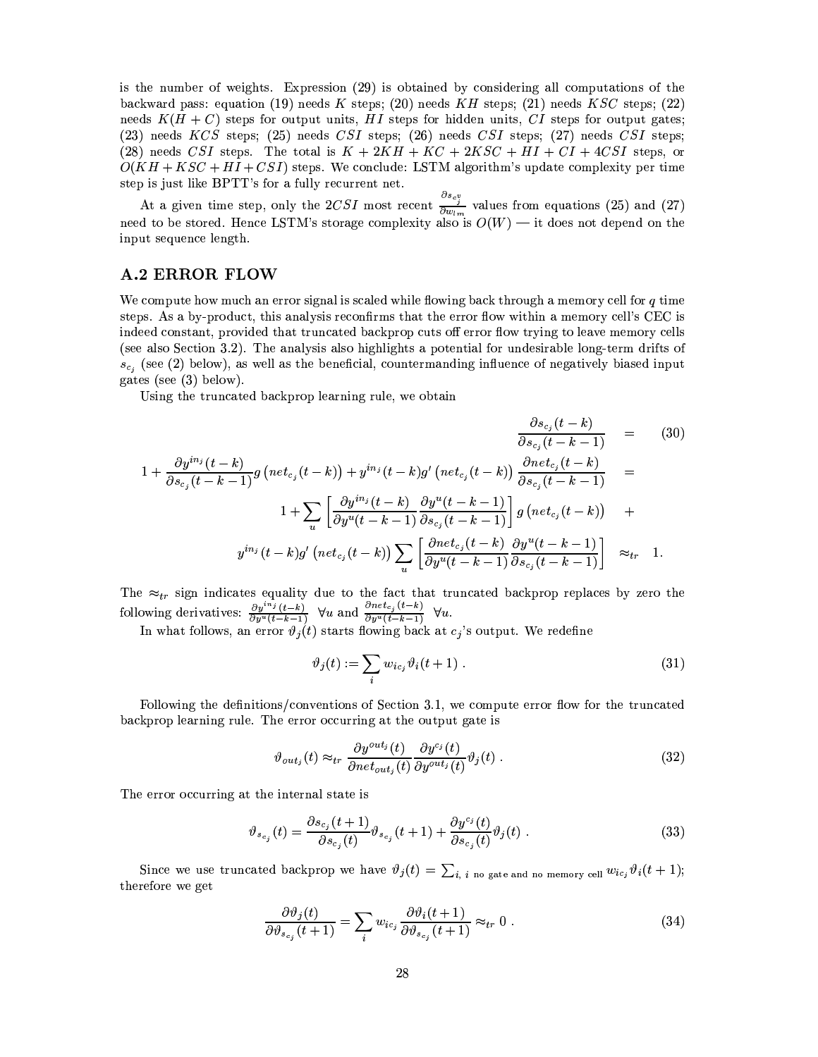is the number of weights. Expression (29) is obtained by considering all computations of the backward pass: equation (19) needs $K$ steps; (20) needs $KH$ steps; (21) needs $KSC$ steps; (22) needs $K(H+C)$ steps for output units, $HI$ steps for hidden units, $CI$ steps for output gates; (23) needs $KCS$ steps; (25) needs $CSI$ steps; (26) needs $CSI$ steps; (27) needs $CSI$ steps; (28) needs $CSI$ steps. The total is $K + 2KH + KC + 2KSC + HI + CI + 4CSI$ steps, or $O(KH + KSC + HI + CSI)$ steps. We conclude: LSTM algorithm's update complexity per time step is just like BPTT's for a fully recurrent net.

At a given time step, only the $2CSI$ most recent $\frac{\partial s_{c_j^v}}{\partial w_{lm}}$ values from equations (25) and (27) need to be stored. Hence LSTM's storage complexity also is $O(W)$ — it does not depend on the input sequence length.

## A.2 ERROR FLOW

We compute how much an error signal is scaled while flowing back through a memory cell for $q$ time steps. As a by-product, this analysis reconfirms that the error flow within a memory cell's CEC is indeed constant, provided that truncated backprop cuts off error flow trying to leave memory cells (see also Section 3.2). The analysis also highlights a potential for undesirable long-term drifts of $s_{c_j}$ (see (2) below), as well as the beneficial, countermanding influence of negatively biased input gates (see (3) below).

Using the truncated backprop learning rule, we obtain

$$
\begin{aligned}
&\frac{\partial s_{c_j}(t-k)}{\partial s_{c_j}(t-k-1)} = \qquad (30) \\
&1 + \frac{\partial y^{in_j}(t-k)}{\partial s_{c_j}(t-k-1)} g\left(net_{c_j}(t-k)\right) + y^{in_j}(t-k) g'\left(net_{c_j}(t-k)\right) \frac{\partial net_{c_j}(t-k)}{\partial s_{c_j}(t-k-1)} = \\
&1 + \sum_u \left[\frac{\partial y^{in_j}(t-k)}{\partial y^u(t-k-1)} \frac{\partial y^u(t-k-1)}{\partial s_{c_j}(t-k-1)}\right] g\left(net_{c_j}(t-k)\right) + \\
&y^{in_j}(t-k) g'\left(net_{c_j}(t-k)\right) \sum_u \left[\frac{\partial net_{c_j}(t-k)}{\partial y^u(t-k-1)} \frac{\partial y^u(t-k-1)}{\partial s_{c_j}(t-k-1)}\right] \approx_{tr} 1.
\end{aligned}
$$

The $\approx_{tr}$ sign indicates equality due to the fact that truncated backprop replaces by zero the following derivatives: $\frac{\partial y^{in_j}(t-k)}{\partial y^u(t-k-1)}$ $\forall u$ and $\frac{\partial net_{c_j}(t-k)}{\partial y^u(t-k-1)}$ $\forall u$.

In what follows, an error $\vartheta_j(t)$ starts flowing back at $c_j$'s output. We redefine

$$
\vartheta_j(t) := \sum_i w_{ic_j} \vartheta_i(t+1) . \qquad (31)
$$

Following the definitions/conventions of Section 3.1, we compute error flow for the truncated backprop learning rule. The error occurring at the output gate is

$$
\vartheta_{out_j}(t) \approx_{tr} \frac{\partial y^{out_j}(t)}{\partial net_{out_j}(t)} \frac{\partial y^{c_j}(t)}{\partial y^{out_j}(t)} \vartheta_j(t) . \qquad (32)
$$

The error occurring at the internal state is

$$
\vartheta_{s_{c_j}}(t) = \frac{\partial s_{c_j}(t+1)}{\partial s_{c_j}(t)} \vartheta_{s_{c_j}}(t+1) + \frac{\partial y^{c_j}(t)}{\partial s_{c_j}(t)} \vartheta_j(t) . \qquad (33)
$$

Since we use truncated backprop we have $\vartheta_j(t) = \sum_{i,\ i \text{ no gate and no memory cell}} w_{ic_j} \vartheta_i(t+1)$; therefore we get

$$
\frac{\partial \vartheta_j(t)}{\partial \vartheta_{s_{c_j}}(t+1)} = \sum_i w_{ic_j} \frac{\partial \vartheta_i(t+1)}{\partial \vartheta_{s_{c_j}}(t+1)} \approx_{tr} 0 . \qquad (34)
$$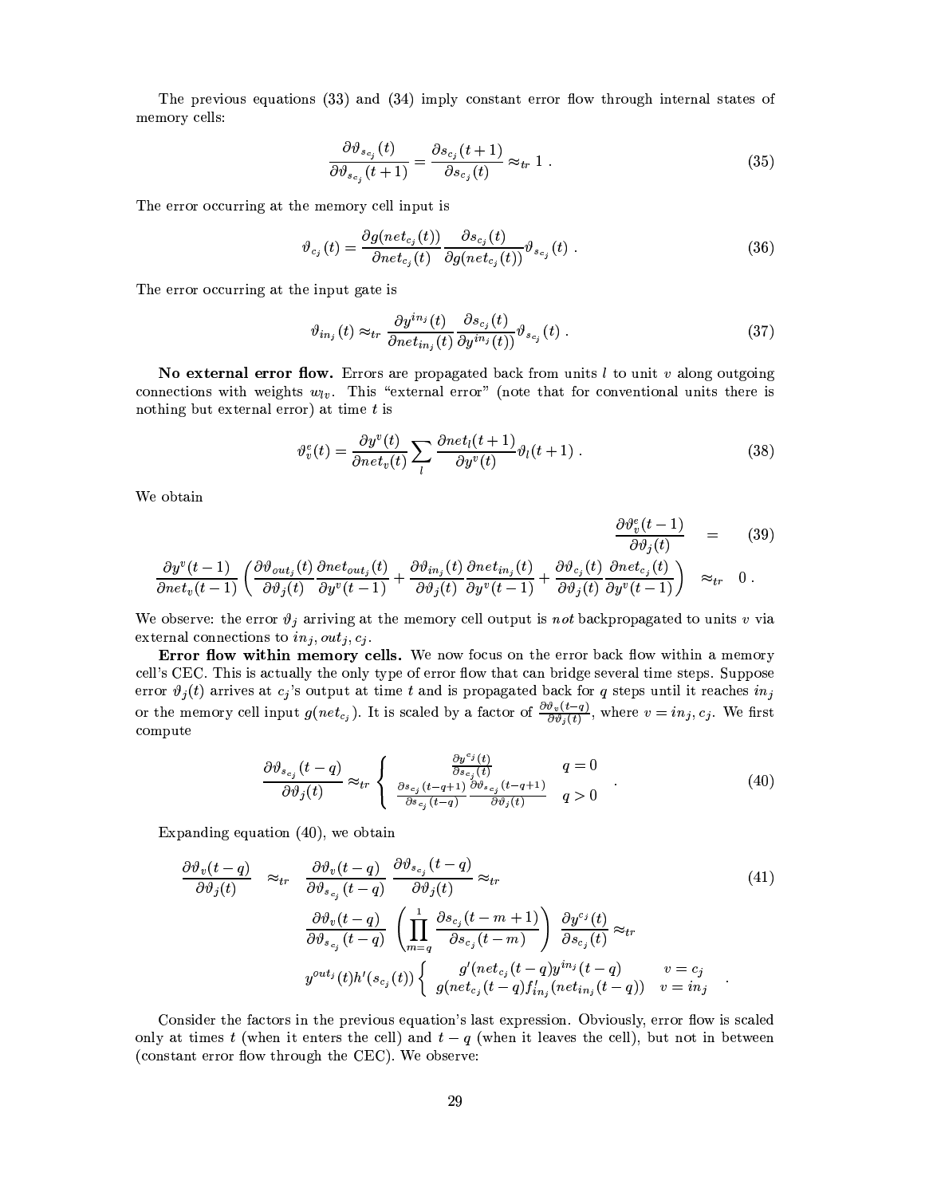The previous equations (33) and (34) imply constant error flow through internal states of memory cells:

$$\frac{\partial \vartheta_{s_{c_j}}(t)}{\partial \vartheta_{s_{c_j}}(t+1)} = \frac{\partial s_{c_j}(t+1)}{\partial s_{c_j}(t)} \approx_{tr} 1 \ . \tag{35}$$

The error occurring at the memory cell input is

$$\vartheta_{c_j}(t) = \frac{\partial g(net_{c_j}(t))}{\partial net_{c_j}(t)} \frac{\partial s_{c_j}(t)}{\partial g(net_{c_j}(t))} \vartheta_{s_{c_j}}(t) \ . \tag{36}$$

The error occurring at the input gate is

$$\vartheta_{in_j}(t) \approx_{tr} \frac{\partial y^{in_j}(t)}{\partial net_{in_j}(t)} \frac{\partial s_{c_j}(t)}{\partial y^{in_j}(t))} \vartheta_{s_{c_j}}(t) \ . \tag{37}$$

**No external error flow.** Errors are propagated back from units $l$ to unit $v$ along outgoing connections with weights $w_{lv}$. This "external error" (note that for conventional units there is nothing but external error) at time $t$ is

$$\vartheta_v^e(t) = \frac{\partial y^v(t)}{\partial net_v(t)} \sum_l \frac{\partial net_l(t+1)}{\partial y^v(t)} \vartheta_l(t+1) \ . \tag{38}$$

We obtain

$$\frac{\partial \vartheta_v^e(t-1)}{\partial \vartheta_j(t)} = \tag{39}$$

$$\frac{\partial y^v(t-1)}{\partial net_v(t-1)} \left( \frac{\partial \vartheta_{out_j}(t)}{\partial \vartheta_j(t)} \frac{\partial net_{out_j}(t)}{\partial y^v(t-1)} + \frac{\partial \vartheta_{in_j}(t)}{\partial \vartheta_j(t)} \frac{\partial net_{in_j}(t)}{\partial y^v(t-1)} + \frac{\partial \vartheta_{c_j}(t)}{\partial \vartheta_j(t)} \frac{\partial net_{c_j}(t)}{\partial y^v(t-1)} \right) \approx_{tr} 0 \ .$$

We observe: the error $\vartheta_j$ arriving at the memory cell output is *not* backpropagated to units $v$ via external connections to $in_j, out_j, c_j$.

**Error flow within memory cells.** We now focus on the error back flow within a memory cell's CEC. This is actually the only type of error flow that can bridge several time steps. Suppose error $\vartheta_j(t)$ arrives at $c_j$'s output at time $t$ and is propagated back for $q$ steps until it reaches $in_j$ or the memory cell input $g(net_{c_j})$. It is scaled by a factor of $\frac{\partial \vartheta_v(t-q)}{\partial \vartheta_j(t)}$, where $v = in_j, c_j$. We first compute

$$\frac{\partial \vartheta_{s_{c_j}}(t-q)}{\partial \vartheta_j(t)} \approx_{tr} \begin{cases} \frac{\partial y^{c_j}(t)}{\partial s_{c_j}(t)} & q = 0 \\ \frac{\partial s_{c_j}(t-q+1)}{\partial s_{c_j}(t-q)} \frac{\partial \vartheta_{s_{c_j}}(t-q+1)}{\partial \vartheta_j(t)} & q > 0 \end{cases} \ . \tag{40}$$

Expanding equation (40), we obtain

$$\begin{aligned} \frac{\partial \vartheta_v(t-q)}{\partial \vartheta_j(t)} \approx_{tr} & \ \frac{\partial \vartheta_v(t-q)}{\partial \vartheta_{s_{c_j}}(t-q)} \frac{\partial \vartheta_{s_{c_j}}(t-q)}{\partial \vartheta_j(t)} \approx_{tr} \\ & \frac{\partial \vartheta_v(t-q)}{\partial \vartheta_{s_{c_j}}(t-q)} \left( \prod_{m=q}^{1} \frac{\partial s_{c_j}(t-m+1)}{\partial s_{c_j}(t-m)} \right) \frac{\partial y^{c_j}(t)}{\partial s_{c_j}(t)} \approx_{tr} \\ & y^{out_j}(t) h'(s_{c_j}(t)) \begin{cases} g'(net_{c_j}(t-q) y^{in_j}(t-q) & v = c_j \\ g(net_{c_j}(t-q) f'_{in_j}(net_{in_j}(t-q)) & v = in_j \end{cases} \ . \end{aligned} \tag{41}$$

Consider the factors in the previous equation's last expression. Obviously, error flow is scaled only at times $t$ (when it enters the cell) and $t-q$ (when it leaves the cell), but not in between (constant error flow through the CEC). We observe: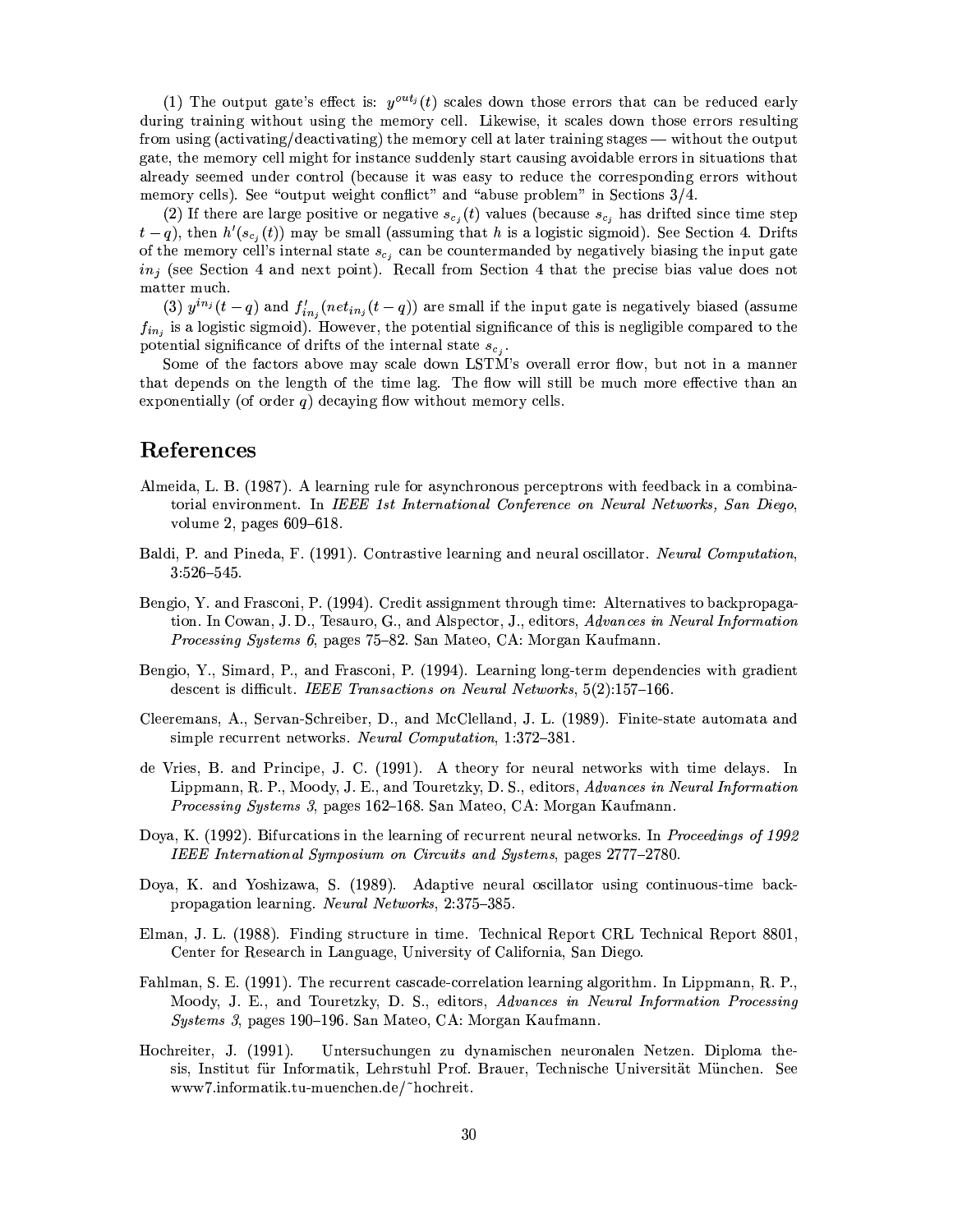(1) The output gate's effect is: $y^{out_j}(t)$ scales down those errors that can be reduced early during training without using the memory cell. Likewise, it scales down those errors resulting from using (activating/deactivating) the memory cell at later training stages — without the output gate, the memory cell might for instance suddenly start causing avoidable errors in situations that already seemed under control (because it was easy to reduce the corresponding errors without memory cells). See "output weight conflict" and "abuse problem" in Sections 3/4.

(2) If there are large positive or negative $s_{c_j}(t)$ values (because $s_{c_j}$ has drifted since time step $t-q$), then $h'(s_{c_j}(t))$ may be small (assuming that $h$ is a logistic sigmoid). See Section 4. Drifts of the memory cell's internal state $s_{c_j}$ can be countermanded by negatively biasing the input gate $in_j$ (see Section 4 and next point). Recall from Section 4 that the precise bias value does not matter much.

(3) $y^{in_j}(t-q)$ and $f'_{in_j}(net_{in_j}(t-q))$ are small if the input gate is negatively biased (assume $f_{in_j}$ is a logistic sigmoid). However, the potential significance of this is negligible compared to the potential significance of drifts of the internal state $s_{c_j}$.

Some of the factors above may scale down LSTM's overall error flow, but not in a manner that depends on the length of the time lag. The flow will still be much more effective than an exponentially (of order $q$) decaying flow without memory cells.

## References

Almeida, L. B. (1987). A learning rule for asynchronous perceptrons with feedback in a combinatorial environment. In *IEEE 1st International Conference on Neural Networks, San Diego*, volume 2, pages 609–618.

Baldi, P. and Pineda, F. (1991). Contrastive learning and neural oscillator. *Neural Computation*, 3:526–545.

Bengio, Y. and Frasconi, P. (1994). Credit assignment through time: Alternatives to backpropagation. In Cowan, J. D., Tesauro, G., and Alspector, J., editors, *Advances in Neural Information Processing Systems 6*, pages 75–82. San Mateo, CA: Morgan Kaufmann.

Bengio, Y., Simard, P., and Frasconi, P. (1994). Learning long-term dependencies with gradient descent is difficult. *IEEE Transactions on Neural Networks*, 5(2):157–166.

Cleeremans, A., Servan-Schreiber, D., and McClelland, J. L. (1989). Finite-state automata and simple recurrent networks. *Neural Computation*, 1:372–381.

de Vries, B. and Principe, J. C. (1991). A theory for neural networks with time delays. In Lippmann, R. P., Moody, J. E., and Touretzky, D. S., editors, *Advances in Neural Information Processing Systems 3*, pages 162–168. San Mateo, CA: Morgan Kaufmann.

Doya, K. (1992). Bifurcations in the learning of recurrent neural networks. In *Proceedings of 1992 IEEE International Symposium on Circuits and Systems*, pages 2777–2780.

Doya, K. and Yoshizawa, S. (1989). Adaptive neural oscillator using continuous-time backpropagation learning. *Neural Networks*, 2:375–385.

Elman, J. L. (1988). Finding structure in time. Technical Report CRL Technical Report 8801, Center for Research in Language, University of California, San Diego.

Fahlman, S. E. (1991). The recurrent cascade-correlation learning algorithm. In Lippmann, R. P., Moody, J. E., and Touretzky, D. S., editors, *Advances in Neural Information Processing Systems 3*, pages 190–196. San Mateo, CA: Morgan Kaufmann.

Hochreiter, J. (1991). Untersuchungen zu dynamischen neuronalen Netzen. Diploma thesis, Institut für Informatik, Lehrstuhl Prof. Brauer, Technische Universität München. See www7.informatik.tu-muenchen.de/~hochreit.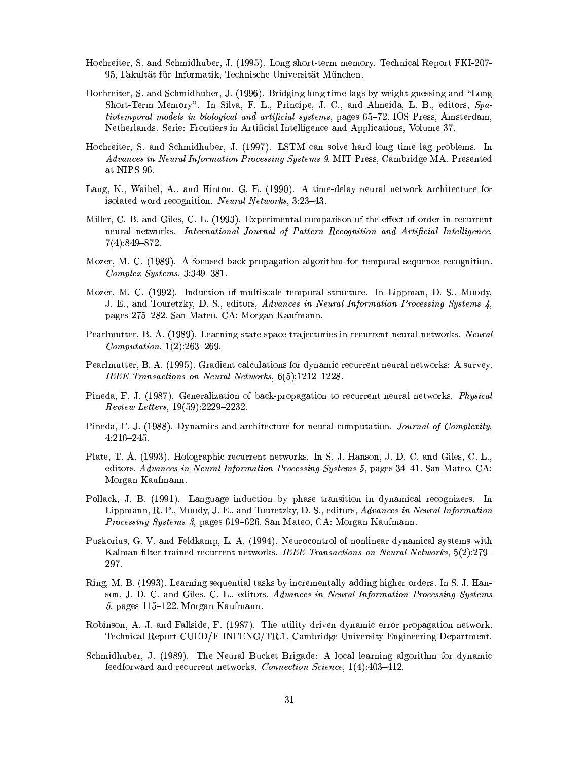Hochreiter, S. and Schmidhuber, J. (1995). Long short-term memory. Technical Report FKI-207-95, Fakultät für Informatik, Technische Universität München.

Hochreiter, S. and Schmidhuber, J. (1996). Bridging long time lags by weight guessing and "Long Short-Term Memory". In Silva, F. L., Principe, J. C., and Almeida, L. B., editors, *Spatiotemporal models in biological and artificial systems*, pages 65–72. IOS Press, Amsterdam, Netherlands. Serie: Frontiers in Artificial Intelligence and Applications, Volume 37.

Hochreiter, S. and Schmidhuber, J. (1997). LSTM can solve hard long time lag problems. In *Advances in Neural Information Processing Systems 9*. MIT Press, Cambridge MA. Presented at NIPS 96.

Lang, K., Waibel, A., and Hinton, G. E. (1990). A time-delay neural network architecture for isolated word recognition. *Neural Networks*, 3:23–43.

Miller, C. B. and Giles, C. L. (1993). Experimental comparison of the effect of order in recurrent neural networks. *International Journal of Pattern Recognition and Artificial Intelligence*, 7(4):849–872.

Mozer, M. C. (1989). A focused back-propagation algorithm for temporal sequence recognition. *Complex Systems*, 3:349–381.

Mozer, M. C. (1992). Induction of multiscale temporal structure. In Lippman, D. S., Moody, J. E., and Touretzky, D. S., editors, *Advances in Neural Information Processing Systems 4*, pages 275–282. San Mateo, CA: Morgan Kaufmann.

Pearlmutter, B. A. (1989). Learning state space trajectories in recurrent neural networks. *Neural Computation*, 1(2):263–269.

Pearlmutter, B. A. (1995). Gradient calculations for dynamic recurrent neural networks: A survey. *IEEE Transactions on Neural Networks*, 6(5):1212–1228.

Pineda, F. J. (1987). Generalization of back-propagation to recurrent neural networks. *Physical Review Letters*, 19(59):2229–2232.

Pineda, F. J. (1988). Dynamics and architecture for neural computation. *Journal of Complexity*, 4:216–245.

Plate, T. A. (1993). Holographic recurrent networks. In S. J. Hanson, J. D. C. and Giles, C. L., editors, *Advances in Neural Information Processing Systems 5*, pages 34–41. San Mateo, CA: Morgan Kaufmann.

Pollack, J. B. (1991). Language induction by phase transition in dynamical recognizers. In Lippmann, R. P., Moody, J. E., and Touretzky, D. S., editors, *Advances in Neural Information Processing Systems 3*, pages 619–626. San Mateo, CA: Morgan Kaufmann.

Puskorius, G. V. and Feldkamp, L. A. (1994). Neurocontrol of nonlinear dynamical systems with Kalman filter trained recurrent networks. *IEEE Transactions on Neural Networks*, 5(2):279–297.

Ring, M. B. (1993). Learning sequential tasks by incrementally adding higher orders. In S. J. Hanson, J. D. C. and Giles, C. L., editors, *Advances in Neural Information Processing Systems 5*, pages 115–122. Morgan Kaufmann.

Robinson, A. J. and Fallside, F. (1987). The utility driven dynamic error propagation network. Technical Report CUED/F-INFENG/TR.1, Cambridge University Engineering Department.

Schmidhuber, J. (1989). The Neural Bucket Brigade: A local learning algorithm for dynamic feedforward and recurrent networks. *Connection Science*, 1(4):403–412.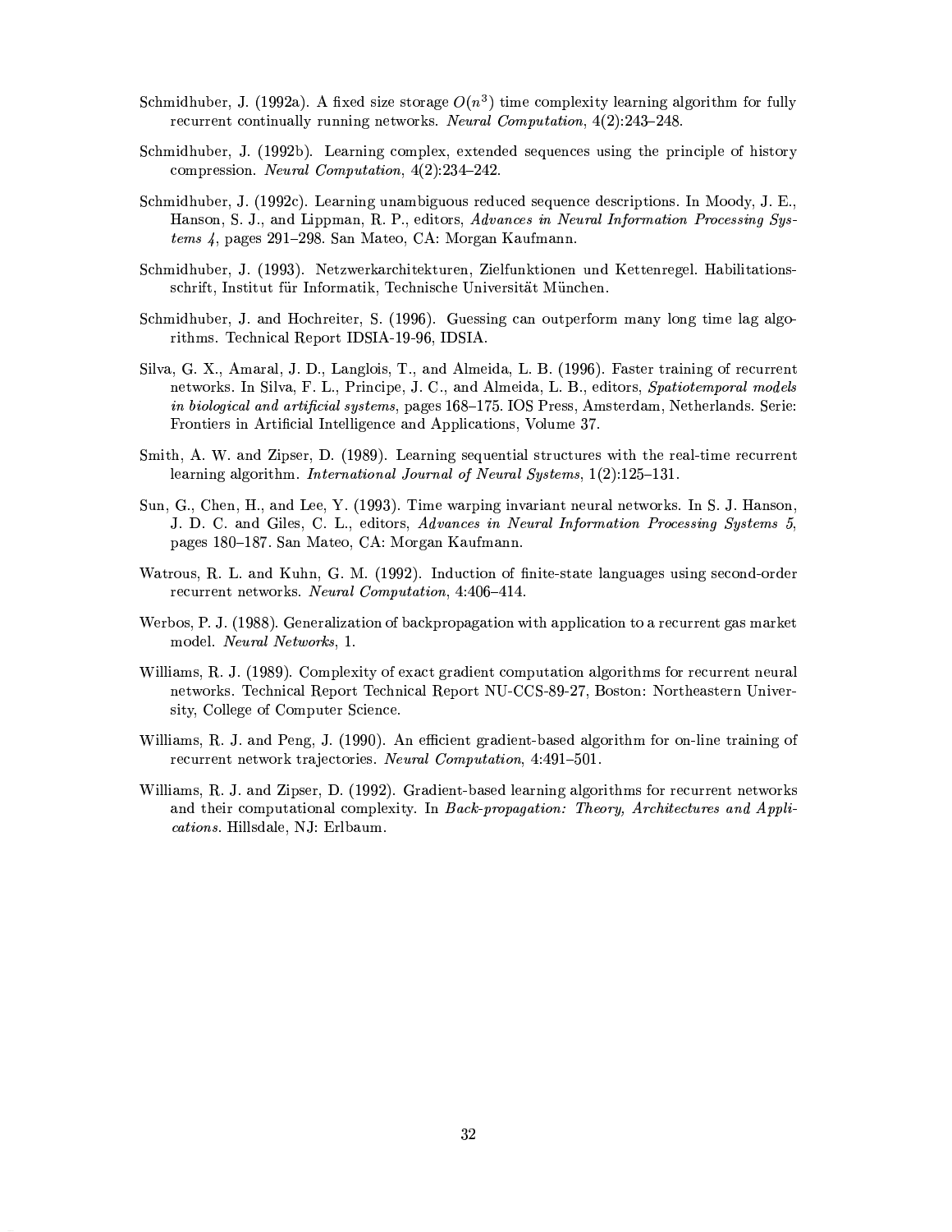Schmidhuber, J. (1992a). A fixed size storage $O(n^3)$ time complexity learning algorithm for fully recurrent continually running networks. *Neural Computation*, 4(2):243–248.

Schmidhuber, J. (1992b). Learning complex, extended sequences using the principle of history compression. *Neural Computation*, 4(2):234–242.

Schmidhuber, J. (1992c). Learning unambiguous reduced sequence descriptions. In Moody, J. E., Hanson, S. J., and Lippman, R. P., editors, *Advances in Neural Information Processing Systems 4*, pages 291–298. San Mateo, CA: Morgan Kaufmann.

Schmidhuber, J. (1993). Netzwerkarchitekturen, Zielfunktionen und Kettenregel. Habilitationsschrift, Institut für Informatik, Technische Universität München.

Schmidhuber, J. and Hochreiter, S. (1996). Guessing can outperform many long time lag algorithms. Technical Report IDSIA-19-96, IDSIA.

Silva, G. X., Amaral, J. D., Langlois, T., and Almeida, L. B. (1996). Faster training of recurrent networks. In Silva, F. L., Principe, J. C., and Almeida, L. B., editors, *Spatiotemporal models in biological and artificial systems*, pages 168–175. IOS Press, Amsterdam, Netherlands. Serie: Frontiers in Artificial Intelligence and Applications, Volume 37.

Smith, A. W. and Zipser, D. (1989). Learning sequential structures with the real-time recurrent learning algorithm. *International Journal of Neural Systems*, 1(2):125–131.

Sun, G., Chen, H., and Lee, Y. (1993). Time warping invariant neural networks. In S. J. Hanson, J. D. C. and Giles, C. L., editors, *Advances in Neural Information Processing Systems 5*, pages 180–187. San Mateo, CA: Morgan Kaufmann.

Watrous, R. L. and Kuhn, G. M. (1992). Induction of finite-state languages using second-order recurrent networks. *Neural Computation*, 4:406–414.

Werbos, P. J. (1988). Generalization of backpropagation with application to a recurrent gas market model. *Neural Networks*, 1.

Williams, R. J. (1989). Complexity of exact gradient computation algorithms for recurrent neural networks. Technical Report Technical Report NU-CCS-89-27, Boston: Northeastern University, College of Computer Science.

Williams, R. J. and Peng, J. (1990). An efficient gradient-based algorithm for on-line training of recurrent network trajectories. *Neural Computation*, 4:491–501.

Williams, R. J. and Zipser, D. (1992). Gradient-based learning algorithms for recurrent networks and their computational complexity. In *Back-propagation: Theory, Architectures and Applications*. Hillsdale, NJ: Erlbaum.